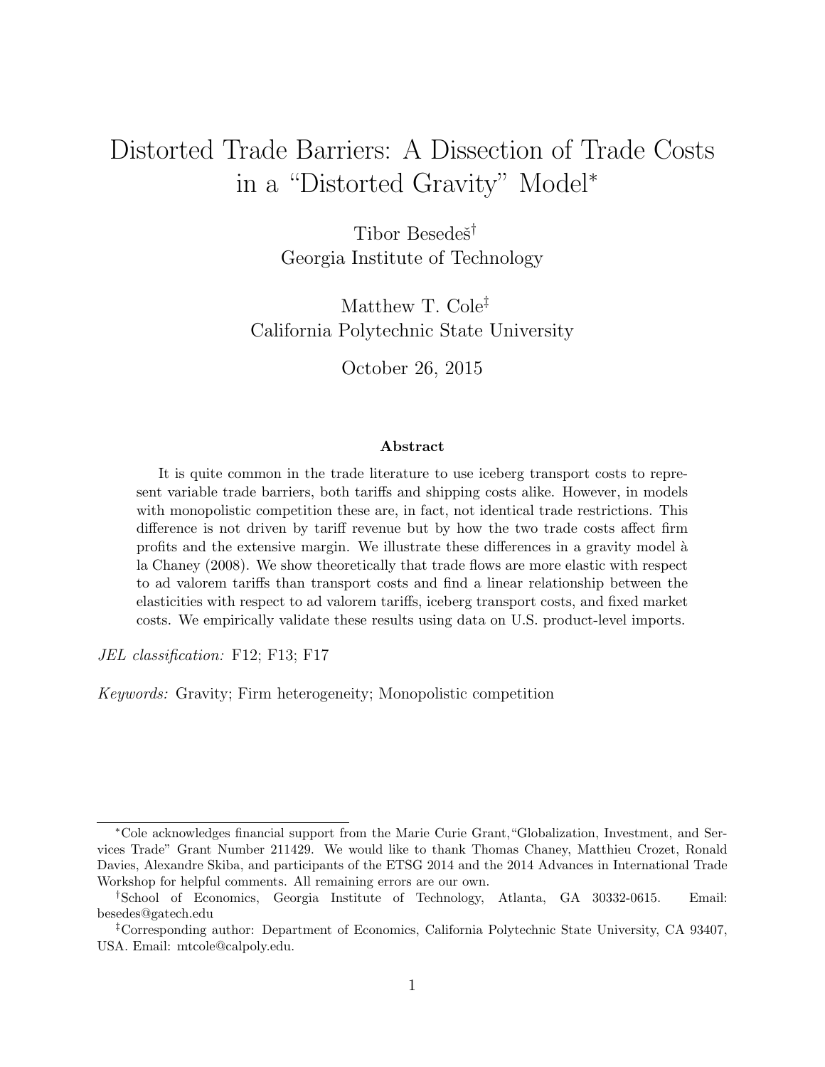# Distorted Trade Barriers: A Dissection of Trade Costs in a "Distorted Gravity" Model*

Tibor Besedeš[†]
Georgia Institute of Technology

Matthew T. Cole[‡]
California Polytechnic State University

October 26, 2015

### Abstract

It is quite common in the trade literature to use iceberg transport costs to represent variable trade barriers, both tariffs and shipping costs alike. However, in models with monopolistic competition these are, in fact, not identical trade restrictions. This difference is not driven by tariff revenue but by how the two trade costs affect firm profits and the extensive margin. We illustrate these differences in a gravity model à la Chaney (2008). We show theoretically that trade flows are more elastic with respect to ad valorem tariffs than transport costs and find a linear relationship between the elasticities with respect to ad valorem tariffs, iceberg transport costs, and fixed market costs. We empirically validate these results using data on U.S. product-level imports.

*JEL classification:* F12; F13; F17

*Keywords:* Gravity; Firm heterogeneity; Monopolistic competition

---

*Cole acknowledges financial support from the Marie Curie Grant, "Globalization, Investment, and Services Trade" Grant Number 211429. We would like to thank Thomas Chaney, Matthieu Crozet, Ronald Davies, Alexandre Skiba, and participants of the ETSG 2014 and the 2014 Advances in International Trade Workshop for helpful comments. All remaining errors are our own.

[†]School of Economics, Georgia Institute of Technology, Atlanta, GA 30332-0615. Email: besedes@gatech.edu

[‡]Corresponding author: Department of Economics, California Polytechnic State University, CA 93407, USA. Email: mtcole@calpoly.edu.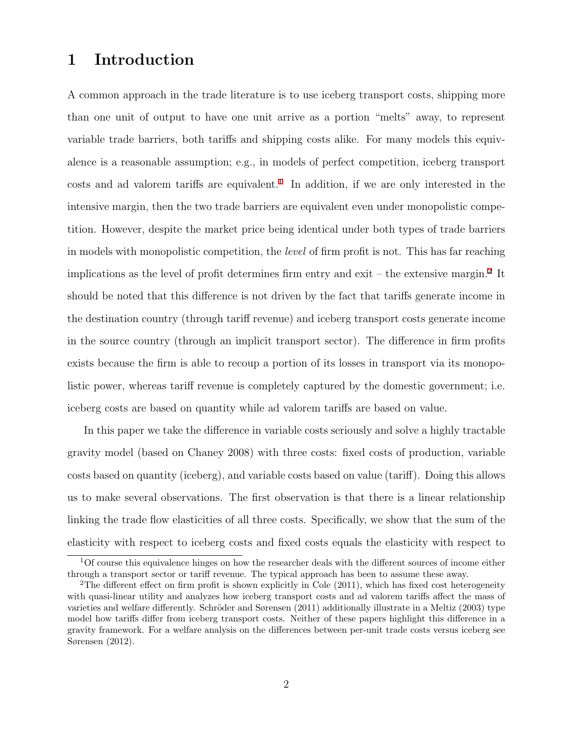# 1 Introduction

A common approach in the trade literature is to use iceberg transport costs, shipping more than one unit of output to have one unit arrive as a portion "melts" away, to represent variable trade barriers, both tariffs and shipping costs alike. For many models this equivalence is a reasonable assumption; e.g., in models of perfect competition, iceberg transport costs and ad valorem tariffs are equivalent.[1] In addition, if we are only interested in the intensive margin, then the two trade barriers are equivalent even under monopolistic competition. However, despite the market price being identical under both types of trade barriers in models with monopolistic competition, the *level* of firm profit is not. This has far reaching implications as the level of profit determines firm entry and exit – the extensive margin.[2] It should be noted that this difference is not driven by the fact that tariffs generate income in the destination country (through tariff revenue) and iceberg transport costs generate income in the source country (through an implicit transport sector). The difference in firm profits exists because the firm is able to recoup a portion of its losses in transport via its monopolistic power, whereas tariff revenue is completely captured by the domestic government; i.e. iceberg costs are based on quantity while ad valorem tariffs are based on value.

In this paper we take the difference in variable costs seriously and solve a highly tractable gravity model (based on Chaney 2008) with three costs: fixed costs of production, variable costs based on quantity (iceberg), and variable costs based on value (tariff). Doing this allows us to make several observations. The first observation is that there is a linear relationship linking the trade flow elasticities of all three costs. Specifically, we show that the sum of the elasticity with respect to iceberg costs and fixed costs equals the elasticity with respect to

[1] Of course this equivalence hinges on how the researcher deals with the different sources of income either through a transport sector or tariff revenue. The typical approach has been to assume these away.

[2] The different effect on firm profit is shown explicitly in Cole (2011), which has fixed cost heterogeneity with quasi-linear utility and analyzes how iceberg transport costs and ad valorem tariffs affect the mass of varieties and welfare differently. Schröder and Sørensen (2011) additionally illustrate in a Meltiz (2003) type model how tariffs differ from iceberg transport costs. Neither of these papers highlight this difference in a gravity framework. For a welfare analysis on the differences between per-unit trade costs versus iceberg see Sørensen (2012).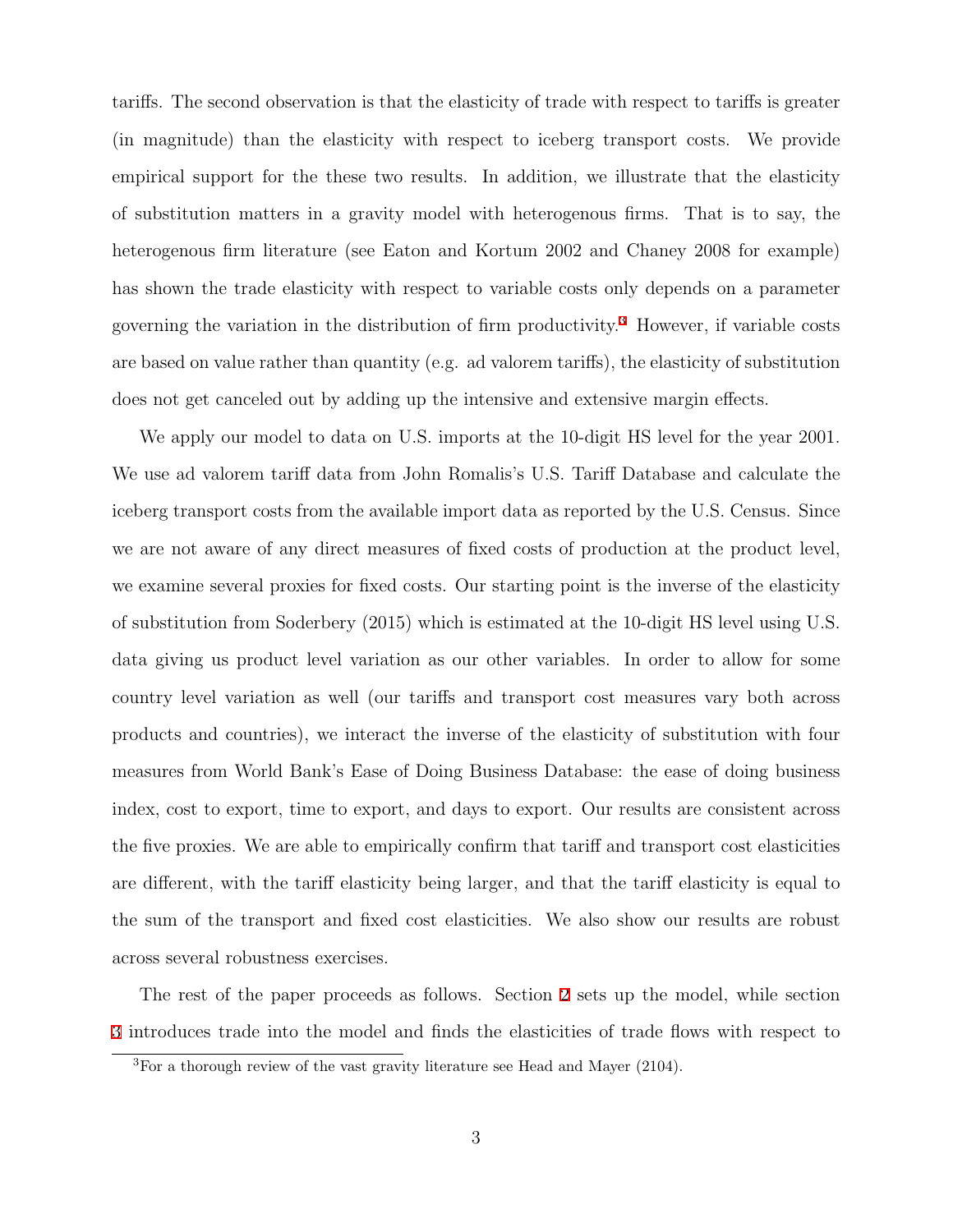tariffs. The second observation is that the elasticity of trade with respect to tariffs is greater (in magnitude) than the elasticity with respect to iceberg transport costs. We provide empirical support for the these two results. In addition, we illustrate that the elasticity of substitution matters in a gravity model with heterogenous firms. That is to say, the heterogenous firm literature (see Eaton and Kortum 2002 and Chaney 2008 for example) has shown the trade elasticity with respect to variable costs only depends on a parameter governing the variation in the distribution of firm productivity.[3] However, if variable costs are based on value rather than quantity (e.g. ad valorem tariffs), the elasticity of substitution does not get canceled out by adding up the intensive and extensive margin effects.

We apply our model to data on U.S. imports at the 10-digit HS level for the year 2001. We use ad valorem tariff data from John Romalis's U.S. Tariff Database and calculate the iceberg transport costs from the available import data as reported by the U.S. Census. Since we are not aware of any direct measures of fixed costs of production at the product level, we examine several proxies for fixed costs. Our starting point is the inverse of the elasticity of substitution from Soderbery (2015) which is estimated at the 10-digit HS level using U.S. data giving us product level variation as our other variables. In order to allow for some country level variation as well (our tariffs and transport cost measures vary both across products and countries), we interact the inverse of the elasticity of substitution with four measures from World Bank's Ease of Doing Business Database: the ease of doing business index, cost to export, time to export, and days to export. Our results are consistent across the five proxies. We are able to empirically confirm that tariff and transport cost elasticities are different, with the tariff elasticity being larger, and that the tariff elasticity is equal to the sum of the transport and fixed cost elasticities. We also show our results are robust across several robustness exercises.

The rest of the paper proceeds as follows. Section 2 sets up the model, while section 3 introduces trade into the model and finds the elasticities of trade flows with respect to

[3] For a thorough review of the vast gravity literature see Head and Mayer (2104).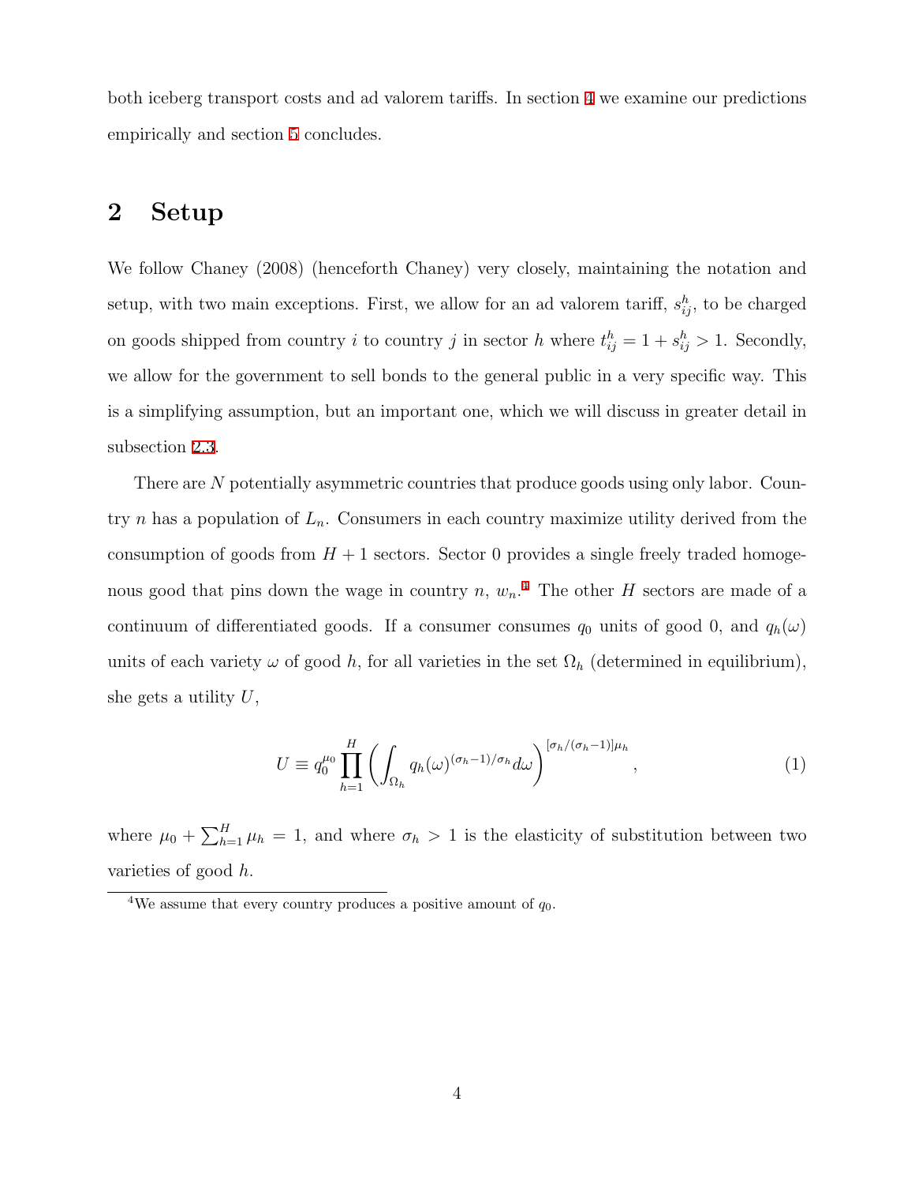both iceberg transport costs and ad valorem tariffs. In section 4 we examine our predictions empirically and section 5 concludes.

## 2 Setup

We follow Chaney (2008) (henceforth Chaney) very closely, maintaining the notation and setup, with two main exceptions. First, we allow for an ad valorem tariff, $s_{ij}^h$, to be charged on goods shipped from country $i$ to country $j$ in sector $h$ where $t_{ij}^h = 1 + s_{ij}^h > 1$. Secondly, we allow for the government to sell bonds to the general public in a very specific way. This is a simplifying assumption, but an important one, which we will discuss in greater detail in subsection 2.3.

There are $N$ potentially asymmetric countries that produce goods using only labor. Country $n$ has a population of $L_n$. Consumers in each country maximize utility derived from the consumption of goods from $H+1$ sectors. Sector 0 provides a single freely traded homogenous good that pins down the wage in country $n$, $w_n$.[4] The other $H$ sectors are made of a continuum of differentiated goods. If a consumer consumes $q_0$ units of good 0, and $q_h(\omega)$ units of each variety $\omega$ of good $h$, for all varieties in the set $\Omega_h$ (determined in equilibrium), she gets a utility $U$,

$$U \equiv q_0^{\mu_0} \prod_{h=1}^{H} \left( \int_{\Omega_h} q_h(\omega)^{(\sigma_h - 1)/\sigma_h} d\omega \right)^{[\sigma_h/(\sigma_h-1)]\mu_h}, \tag{1}$$

where $\mu_0 + \sum_{h=1}^{H} \mu_h = 1$, and where $\sigma_h > 1$ is the elasticity of substitution between two varieties of good $h$.

[4] We assume that every country produces a positive amount of $q_0$.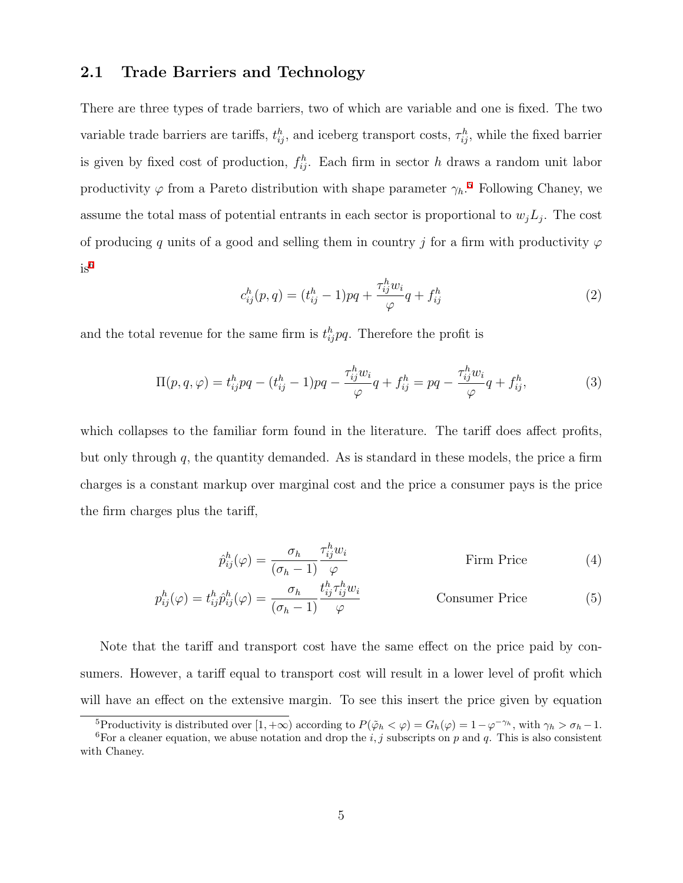## 2.1 Trade Barriers and Technology

There are three types of trade barriers, two of which are variable and one is fixed. The two variable trade barriers are tariffs, $t_{ij}^h$, and iceberg transport costs, $\tau_{ij}^h$, while the fixed barrier is given by fixed cost of production, $f_{ij}^h$. Each firm in sector $h$ draws a random unit labor productivity $\varphi$ from a Pareto distribution with shape parameter $\gamma_h$.[5] Following Chaney, we assume the total mass of potential entrants in each sector is proportional to $w_j L_j$. The cost of producing $q$ units of a good and selling them in country $j$ for a firm with productivity $\varphi$ is[6]

$$c_{ij}^h(p, q) = (t_{ij}^h - 1)pq + \frac{\tau_{ij}^h w_i}{\varphi} q + f_{ij}^h \tag{2}$$

and the total revenue for the same firm is $t_{ij}^h pq$. Therefore the profit is

$$\Pi(p, q, \varphi) = t_{ij}^h pq - (t_{ij}^h - 1)pq - \frac{\tau_{ij}^h w_i}{\varphi} q + f_{ij}^h = pq - \frac{\tau_{ij}^h w_i}{\varphi} q + f_{ij}^h, \tag{3}$$

which collapses to the familiar form found in the literature. The tariff does affect profits, but only through $q$, the quantity demanded. As is standard in these models, the price a firm charges is a constant markup over marginal cost and the price a consumer pays is the price the firm charges plus the tariff,

$$\hat{p}_{ij}^h(\varphi) = \frac{\sigma_h}{(\sigma_h - 1)} \frac{\tau_{ij}^h w_i}{\varphi} \qquad \text{Firm Price} \tag{4}$$

$$p_{ij}^h(\varphi) = t_{ij}^h \hat{p}_{ij}^h(\varphi) = \frac{\sigma_h}{(\sigma_h - 1)} \frac{t_{ij}^h \tau_{ij}^h w_i}{\varphi} \qquad \text{Consumer Price} \tag{5}$$

Note that the tariff and transport cost have the same effect on the price paid by consumers. However, a tariff equal to transport cost will result in a lower level of profit which will have an effect on the extensive margin. To see this insert the price given by equation

[5] Productivity is distributed over $[1, +\infty)$ according to $P(\tilde{\varphi}_h < \varphi) = G_h(\varphi) = 1 - \varphi^{-\gamma_h}$, with $\gamma_h > \sigma_h - 1$.

[6] For a cleaner equation, we abuse notation and drop the $i, j$ subscripts on $p$ and $q$. This is also consistent with Chaney.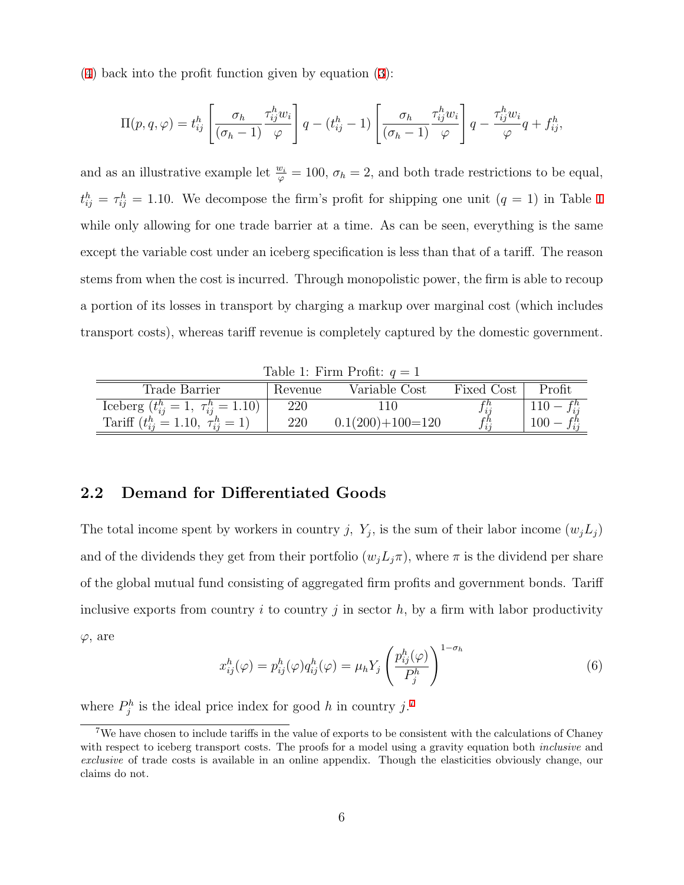(4) back into the profit function given by equation (3):

$$\Pi(p, q, \varphi) = t_{ij}^h \left[ \frac{\sigma_h}{(\sigma_h - 1)} \frac{\tau_{ij}^h w_i}{\varphi} \right] q - (t_{ij}^h - 1) \left[ \frac{\sigma_h}{(\sigma_h - 1)} \frac{\tau_{ij}^h w_i}{\varphi} \right] q - \frac{\tau_{ij}^h w_i}{\varphi} q + f_{ij}^h,$$

and as an illustrative example let $\frac{w_i}{\varphi} = 100$, $\sigma_h = 2$, and both trade restrictions to be equal, $t_{ij}^h = \tau_{ij}^h = 1.10$. We decompose the firm's profit for shipping one unit ($q = 1$) in Table 1 while only allowing for one trade barrier at a time. As can be seen, everything is the same except the variable cost under an iceberg specification is less than that of a tariff. The reason stems from when the cost is incurred. Through monopolistic power, the firm is able to recoup a portion of its losses in transport by charging a markup over marginal cost (which includes transport costs), whereas tariff revenue is completely captured by the domestic government.

Table 1: Firm Profit: $q = 1$

| Trade Barrier | Revenue | Variable Cost | Fixed Cost | Profit |
|---|---|---|---|---|
| Iceberg ($t_{ij}^h = 1,\ \tau_{ij}^h = 1.10$) | 220 | 110 | $f_{ij}^h$ | $110 - f_{ij}^h$ |
| Tariff ($t_{ij}^h = 1.10,\ \tau_{ij}^h = 1$) | 220 | 0.1(200)+100=120 | $f_{ij}^h$ | $100 - f_{ij}^h$ |

## 2.2 Demand for Differentiated Goods

The total income spent by workers in country $j$, $Y_j$, is the sum of their labor income ($w_j L_j$) and of the dividends they get from their portfolio ($w_j L_j \pi$), where $\pi$ is the dividend per share of the global mutual fund consisting of aggregated firm profits and government bonds. Tariff inclusive exports from country $i$ to country $j$ in sector $h$, by a firm with labor productivity $\varphi$, are

$$x_{ij}^h(\varphi) = p_{ij}^h(\varphi) q_{ij}^h(\varphi) = \mu_h Y_j \left( \frac{p_{ij}^h(\varphi)}{P_j^h} \right)^{1-\sigma_h} \tag{6}$$

where $P_j^h$ is the ideal price index for good $h$ in country $j$.[7]

[7] We have chosen to include tariffs in the value of exports to be consistent with the calculations of Chaney with respect to iceberg transport costs. The proofs for a model using a gravity equation both *inclusive* and *exclusive* of trade costs is available in an online appendix. Though the elasticities obviously change, our claims do not.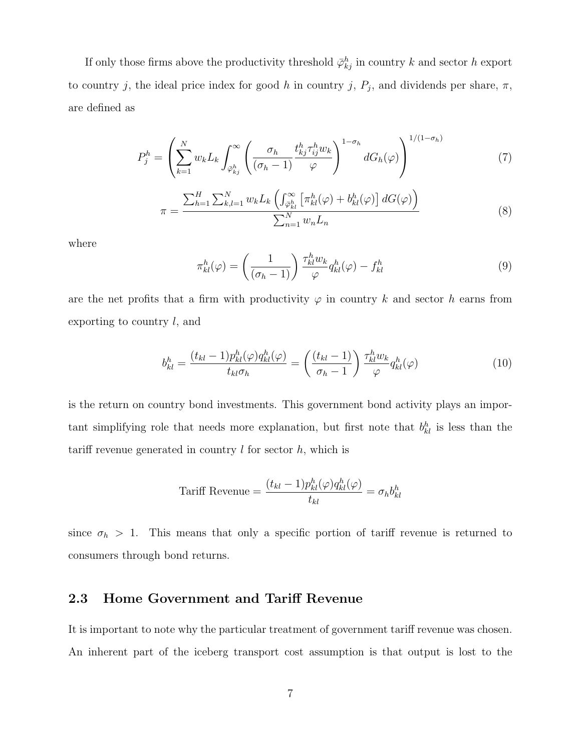If only those firms above the productivity threshold $\bar{\varphi}^h_{kj}$ in country $k$ and sector $h$ export to country $j$, the ideal price index for good $h$ in country $j$, $P_j$, and dividends per share, $\pi$, are defined as

$$P^h_j = \left( \sum_{k=1}^{N} w_k L_k \int_{\bar{\varphi}^h_{kj}}^{\infty} \left( \frac{\sigma_h}{(\sigma_h - 1)} \frac{t^h_{kj} \tau^h_{ij} w_k}{\varphi} \right)^{1-\sigma_h} dG_h(\varphi) \right)^{1/(1-\sigma_h)} \tag{7}$$

$$\pi = \frac{\sum_{h=1}^{H} \sum_{k,l=1}^{N} w_k L_k \left( \int_{\bar{\varphi}^h_{kl}}^{\infty} \left[ \pi^h_{kl}(\varphi) + b^h_{kl}(\varphi) \right] dG(\varphi) \right)}{\sum_{n=1}^{N} w_n L_n} \tag{8}$$

where

$$\pi^h_{kl}(\varphi) = \left( \frac{1}{(\sigma_h - 1)} \right) \frac{\tau^h_{kl} w_k}{\varphi} q^h_{kl}(\varphi) - f^h_{kl} \tag{9}$$

are the net profits that a firm with productivity $\varphi$ in country $k$ and sector $h$ earns from exporting to country $l$, and

$$b^h_{kl} = \frac{(t_{kl} - 1) p^h_{kl}(\varphi) q^h_{kl}(\varphi)}{t_{kl} \sigma_h} = \left( \frac{(t_{kl} - 1)}{\sigma_h - 1} \right) \frac{\tau^h_{kl} w_k}{\varphi} q^h_{kl}(\varphi) \tag{10}$$

is the return on country bond investments. This government bond activity plays an important simplifying role that needs more explanation, but first note that $b^h_{kl}$ is less than the tariff revenue generated in country $l$ for sector $h$, which is

$$\text{Tariff Revenue} = \frac{(t_{kl} - 1) p^h_{kl}(\varphi) q^h_{kl}(\varphi)}{t_{kl}} = \sigma_h b^h_{kl}$$

since $\sigma_h > 1$. This means that only a specific portion of tariff revenue is returned to consumers through bond returns.

## 2.3 Home Government and Tariff Revenue

It is important to note why the particular treatment of government tariff revenue was chosen. An inherent part of the iceberg transport cost assumption is that output is lost to the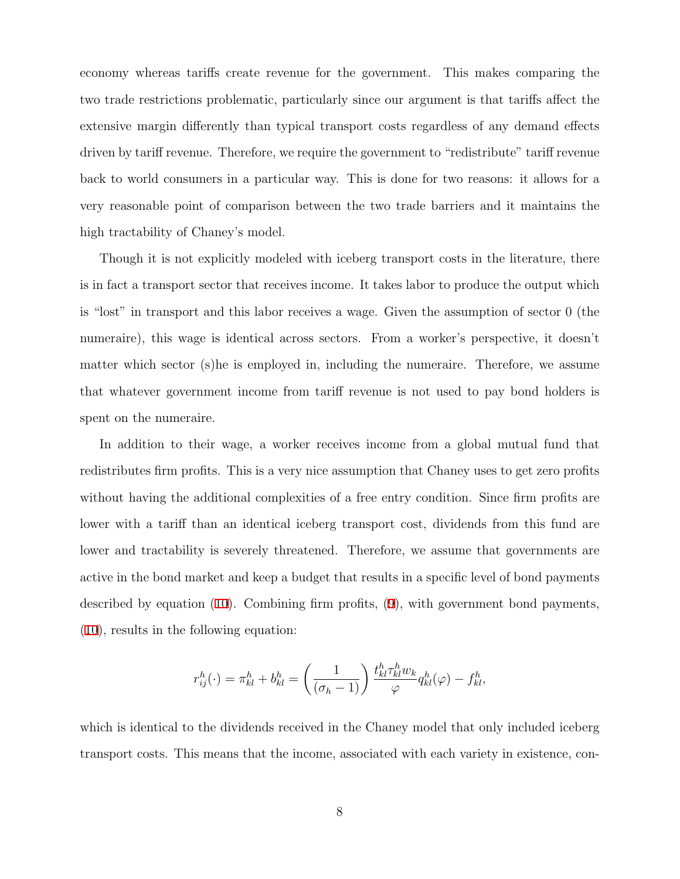economy whereas tariffs create revenue for the government. This makes comparing the two trade restrictions problematic, particularly since our argument is that tariffs affect the extensive margin differently than typical transport costs regardless of any demand effects driven by tariff revenue. Therefore, we require the government to "redistribute" tariff revenue back to world consumers in a particular way. This is done for two reasons: it allows for a very reasonable point of comparison between the two trade barriers and it maintains the high tractability of Chaney's model.

Though it is not explicitly modeled with iceberg transport costs in the literature, there is in fact a transport sector that receives income. It takes labor to produce the output which is "lost" in transport and this labor receives a wage. Given the assumption of sector 0 (the numeraire), this wage is identical across sectors. From a worker's perspective, it doesn't matter which sector (s)he is employed in, including the numeraire. Therefore, we assume that whatever government income from tariff revenue is not used to pay bond holders is spent on the numeraire.

In addition to their wage, a worker receives income from a global mutual fund that redistributes firm profits. This is a very nice assumption that Chaney uses to get zero profits without having the additional complexities of a free entry condition. Since firm profits are lower with a tariff than an identical iceberg transport cost, dividends from this fund are lower and tractability is severely threatened. Therefore, we assume that governments are active in the bond market and keep a budget that results in a specific level of bond payments described by equation (10). Combining firm profits, (9), with government bond payments, (10), results in the following equation:

$$r_{ij}^h(\cdot) = \pi_{kl}^h + b_{kl}^h = \left(\frac{1}{(\sigma_h - 1)}\right) \frac{t_{kl}^h \tau_{kl}^h w_k}{\varphi} q_{kl}^h(\varphi) - f_{kl}^h,$$

which is identical to the dividends received in the Chaney model that only included iceberg transport costs. This means that the income, associated with each variety in existence, con-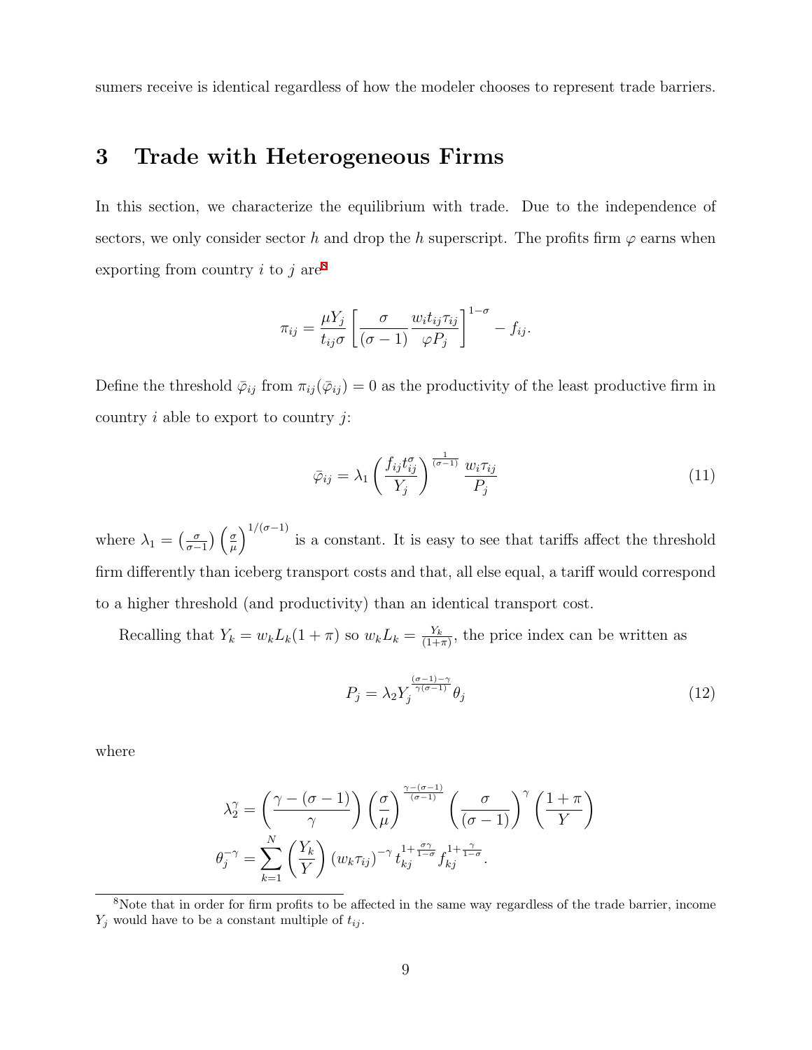sumers receive is identical regardless of how the modeler chooses to represent trade barriers.

# 3 Trade with Heterogeneous Firms

In this section, we characterize the equilibrium with trade. Due to the independence of sectors, we only consider sector $h$ and drop the $h$ superscript. The profits firm $\varphi$ earns when exporting from country $i$ to $j$ are[8]

$$\pi_{ij} = \frac{\mu Y_j}{t_{ij}\sigma} \left[ \frac{\sigma}{(\sigma-1)} \frac{w_i t_{ij} \tau_{ij}}{\varphi P_j} \right]^{1-\sigma} - f_{ij}.$$

Define the threshold $\bar{\varphi}_{ij}$ from $\pi_{ij}(\bar{\varphi}_{ij}) = 0$ as the productivity of the least productive firm in country $i$ able to export to country $j$:

$$\bar{\varphi}_{ij} = \lambda_1 \left( \frac{f_{ij} t_{ij}^{\sigma}}{Y_j} \right)^{\frac{1}{(\sigma-1)}} \frac{w_i \tau_{ij}}{P_j} \tag{11}$$

where $\lambda_1 = \left(\frac{\sigma}{\sigma-1}\right)\left(\frac{\sigma}{\mu}\right)^{1/(\sigma-1)}$ is a constant. It is easy to see that tariffs affect the threshold firm differently than iceberg transport costs and that, all else equal, a tariff would correspond to a higher threshold (and productivity) than an identical transport cost.

Recalling that $Y_k = w_k L_k (1+\pi)$ so $w_k L_k = \frac{Y_k}{(1+\pi)}$, the price index can be written as

$$P_j = \lambda_2 Y_j^{\frac{(\sigma-1)-\gamma}{\gamma(\sigma-1)}} \theta_j \tag{12}$$

where

$$\lambda_2^{\gamma} = \left( \frac{\gamma - (\sigma-1)}{\gamma} \right) \left( \frac{\sigma}{\mu} \right)^{\frac{\gamma-(\sigma-1)}{(\sigma-1)}} \left( \frac{\sigma}{(\sigma-1)} \right)^{\gamma} \left( \frac{1+\pi}{Y} \right)$$

$$\theta_j^{-\gamma} = \sum_{k=1}^{N} \left( \frac{Y_k}{Y} \right) (w_k \tau_{ij})^{-\gamma} t_{kj}^{1+\frac{\sigma\gamma}{1-\sigma}} f_{kj}^{1+\frac{\gamma}{1-\sigma}}.$$

[8] Note that in order for firm profits to be affected in the same way regardless of the trade barrier, income $Y_j$ would have to be a constant multiple of $t_{ij}$.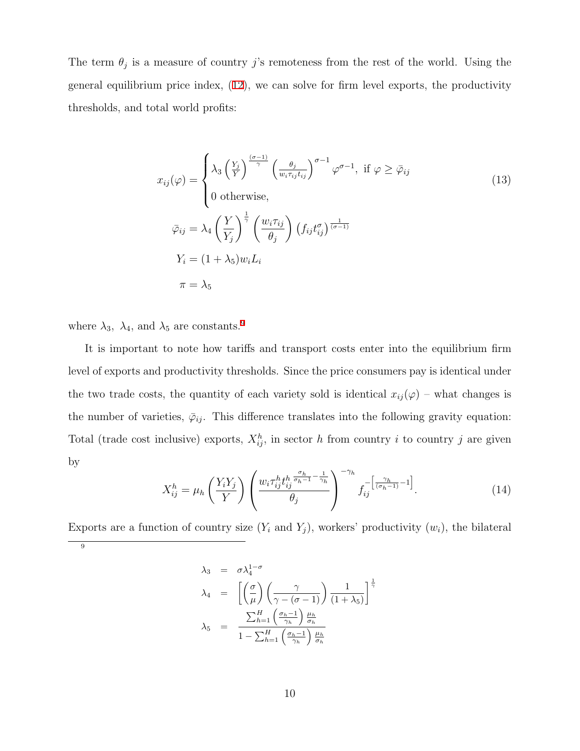The term $\theta_j$ is a measure of country $j$'s remoteness from the rest of the world. Using the general equilibrium price index, (12), we can solve for firm level exports, the productivity thresholds, and total world profits:

$$
x_{ij}(\varphi) = \begin{cases} \lambda_3 \left(\frac{Y_j}{Y}\right)^{\frac{(\sigma-1)}{\gamma}} \left(\frac{\theta_j}{w_i \tau_{ij} t_{ij}}\right)^{\sigma-1} \varphi^{\sigma-1}, \text{ if } \varphi \geq \bar{\varphi}_{ij} \\ 0 \text{ otherwise,} \end{cases} \tag{13}
$$

$$
\bar{\varphi}_{ij} = \lambda_4 \left(\frac{Y}{Y_j}\right)^{\frac{1}{\gamma}} \left(\frac{w_i \tau_{ij}}{\theta_j}\right) \left(f_{ij} t_{ij}^{\sigma}\right)^{\frac{1}{(\sigma-1)}}
$$

$$
Y_i = (1+\lambda_5) w_i L_i
$$

$$
\pi = \lambda_5
$$

where $\lambda_3$, $\lambda_4$, and $\lambda_5$ are constants.[9]

It is important to note how tariffs and transport costs enter into the equilibrium firm level of exports and productivity thresholds. Since the price consumers pay is identical under the two trade costs, the quantity of each variety sold is identical $x_{ij}(\varphi)$ – what changes is the number of varieties, $\bar{\varphi}_{ij}$. This difference translates into the following gravity equation: Total (trade cost inclusive) exports, $X_{ij}^h$, in sector $h$ from country $i$ to country $j$ are given by

$$
X_{ij}^h = \mu_h \left(\frac{Y_i Y_j}{Y}\right) \left(\frac{w_i \tau_{ij}^h t_{ij}^{h\,\frac{\sigma_h}{\sigma_h - 1} - \frac{1}{\gamma_h}}}{\theta_j}\right)^{-\gamma_h} f_{ij}^{-\left[\frac{\gamma_h}{(\sigma_h - 1)} - 1\right]}. \tag{14}
$$

Exports are a function of country size ($Y_i$ and $Y_j$), workers' productivity ($w_i$), the bilateral

---

[9]

$$
\lambda_3 = \sigma \lambda_4^{1-\sigma}
$$

$$
\lambda_4 = \left[\left(\frac{\sigma}{\mu}\right)\left(\frac{\gamma}{\gamma-(\sigma-1)}\right)\frac{1}{(1+\lambda_5)}\right]^{\frac{1}{\gamma}}
$$

$$
\lambda_5 = \frac{\sum_{h=1}^{H}\left(\frac{\sigma_h - 1}{\gamma_h}\right)\frac{\mu_h}{\sigma_h}}{1 - \sum_{h=1}^{H}\left(\frac{\sigma_h - 1}{\gamma_h}\right)\frac{\mu_h}{\sigma_h}}
$$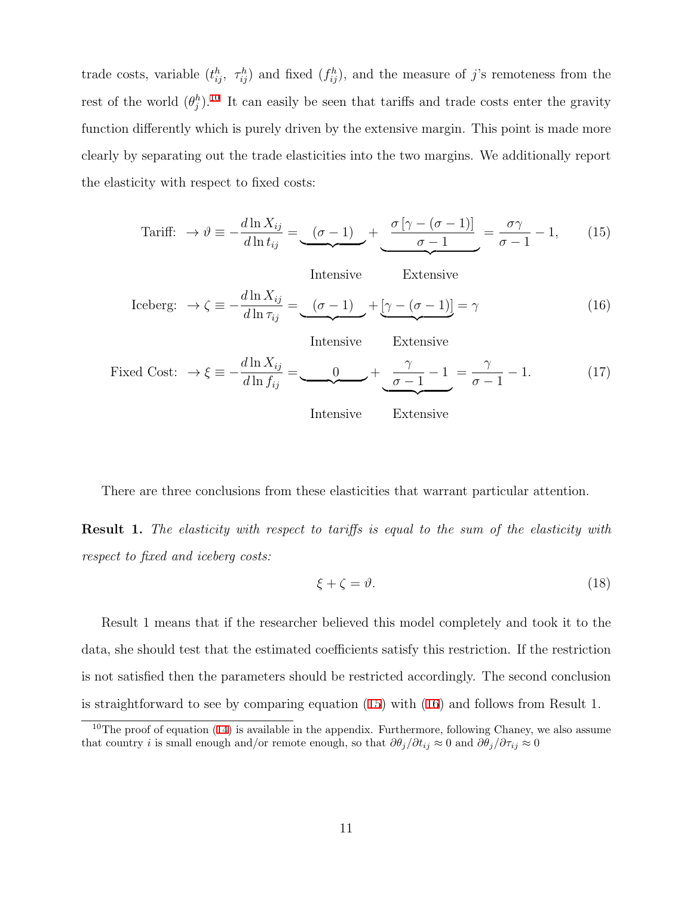trade costs, variable ($t_{ij}^h$, $\tau_{ij}^h$) and fixed ($f_{ij}^h$), and the measure of $j$'s remoteness from the rest of the world ($\theta_j^h$).[10] It can easily be seen that tariffs and trade costs enter the gravity function differently which is purely driven by the extensive margin. This point is made more clearly by separating out the trade elasticities into the two margins. We additionally report the elasticity with respect to fixed costs:

$$\text{Tariff: } \rightarrow \vartheta \equiv -\frac{d\ln X_{ij}}{d\ln t_{ij}} = \underbrace{(\sigma-1)}_{\text{Intensive}} + \underbrace{\frac{\sigma\left[\gamma-(\sigma-1)\right]}{\sigma-1}}_{\text{Extensive}} = \frac{\sigma\gamma}{\sigma-1} - 1, \tag{15}$$

$$\text{Iceberg: } \rightarrow \zeta \equiv -\frac{d\ln X_{ij}}{d\ln \tau_{ij}} = \underbrace{(\sigma-1)}_{\text{Intensive}} + \underbrace{\left[\gamma-(\sigma-1)\right]}_{\text{Extensive}} = \gamma \tag{16}$$

$$\text{Fixed Cost: } \rightarrow \xi \equiv -\frac{d\ln X_{ij}}{d\ln f_{ij}} = \underbrace{0}_{\text{Intensive}} + \underbrace{\frac{\gamma}{\sigma-1} - 1}_{\text{Extensive}} = \frac{\gamma}{\sigma-1} - 1. \tag{17}$$

There are three conclusions from these elasticities that warrant particular attention.

**Result 1.** *The elasticity with respect to tariffs is equal to the sum of the elasticity with respect to fixed and iceberg costs:*

$$\xi + \zeta = \vartheta. \tag{18}$$

Result 1 means that if the researcher believed this model completely and took it to the data, she should test that the estimated coefficients satisfy this restriction. If the restriction is not satisfied then the parameters should be restricted accordingly. The second conclusion is straightforward to see by comparing equation (15) with (16) and follows from Result 1.

[10] The proof of equation (14) is available in the appendix. Furthermore, following Chaney, we also assume that country $i$ is small enough and/or remote enough, so that $\partial\theta_j/\partial t_{ij} \approx 0$ and $\partial\theta_j/\partial\tau_{ij} \approx 0$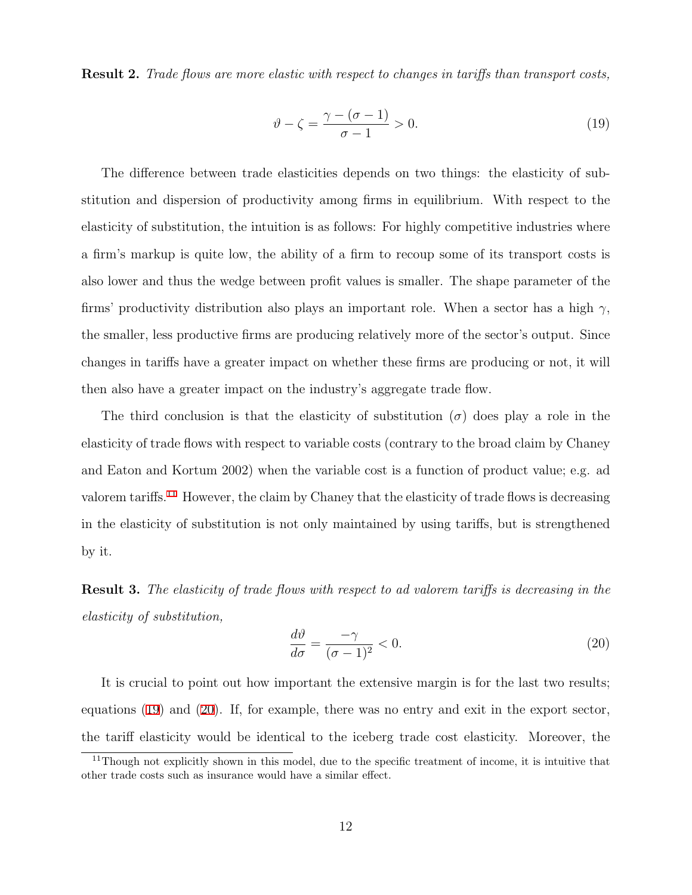**Result 2.** *Trade flows are more elastic with respect to changes in tariffs than transport costs,*

$$\vartheta - \zeta = \frac{\gamma - (\sigma - 1)}{\sigma - 1} > 0. \tag{19}$$

The difference between trade elasticities depends on two things: the elasticity of substitution and dispersion of productivity among firms in equilibrium. With respect to the elasticity of substitution, the intuition is as follows: For highly competitive industries where a firm's markup is quite low, the ability of a firm to recoup some of its transport costs is also lower and thus the wedge between profit values is smaller. The shape parameter of the firms' productivity distribution also plays an important role. When a sector has a high $\gamma$, the smaller, less productive firms are producing relatively more of the sector's output. Since changes in tariffs have a greater impact on whether these firms are producing or not, it will then also have a greater impact on the industry's aggregate trade flow.

The third conclusion is that the elasticity of substitution ($\sigma$) does play a role in the elasticity of trade flows with respect to variable costs (contrary to the broad claim by Chaney and Eaton and Kortum 2002) when the variable cost is a function of product value; e.g. ad valorem tariffs.[11] However, the claim by Chaney that the elasticity of trade flows is decreasing in the elasticity of substitution is not only maintained by using tariffs, but is strengthened by it.

**Result 3.** *The elasticity of trade flows with respect to ad valorem tariffs is decreasing in the elasticity of substitution,*

$$\frac{d\vartheta}{d\sigma} = \frac{-\gamma}{(\sigma - 1)^2} < 0. \tag{20}$$

It is crucial to point out how important the extensive margin is for the last two results; equations (19) and (20). If, for example, there was no entry and exit in the export sector, the tariff elasticity would be identical to the iceberg trade cost elasticity. Moreover, the

[11] Though not explicitly shown in this model, due to the specific treatment of income, it is intuitive that other trade costs such as insurance would have a similar effect.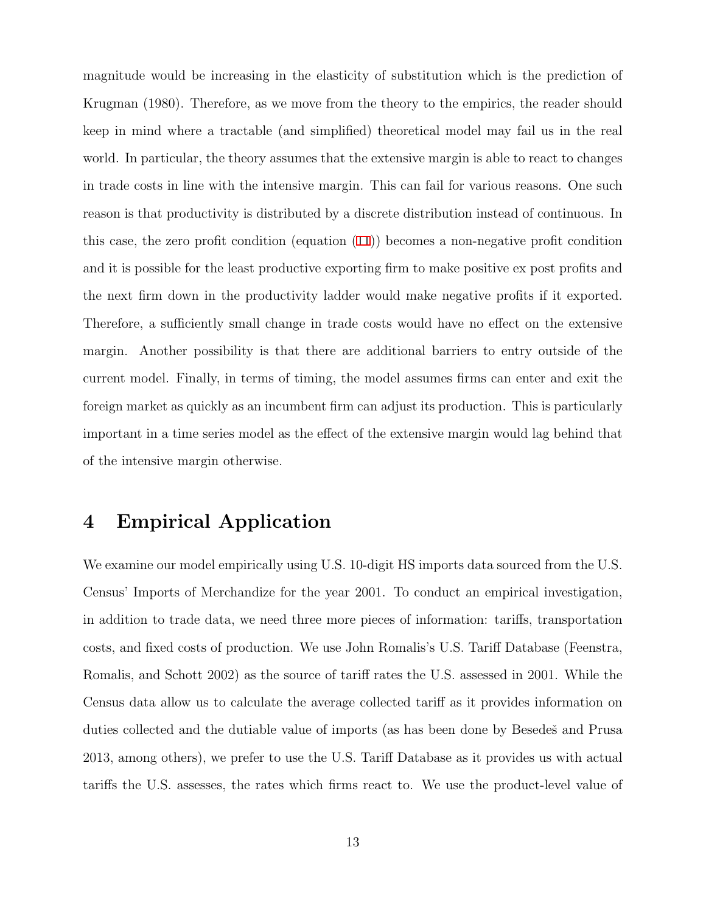magnitude would be increasing in the elasticity of substitution which is the prediction of Krugman (1980). Therefore, as we move from the theory to the empirics, the reader should keep in mind where a tractable (and simplified) theoretical model may fail us in the real world. In particular, the theory assumes that the extensive margin is able to react to changes in trade costs in line with the intensive margin. This can fail for various reasons. One such reason is that productivity is distributed by a discrete distribution instead of continuous. In this case, the zero profit condition (equation (11)) becomes a non-negative profit condition and it is possible for the least productive exporting firm to make positive ex post profits and the next firm down in the productivity ladder would make negative profits if it exported. Therefore, a sufficiently small change in trade costs would have no effect on the extensive margin. Another possibility is that there are additional barriers to entry outside of the current model. Finally, in terms of timing, the model assumes firms can enter and exit the foreign market as quickly as an incumbent firm can adjust its production. This is particularly important in a time series model as the effect of the extensive margin would lag behind that of the intensive margin otherwise.

# 4 Empirical Application

We examine our model empirically using U.S. 10-digit HS imports data sourced from the U.S. Census' Imports of Merchandize for the year 2001. To conduct an empirical investigation, in addition to trade data, we need three more pieces of information: tariffs, transportation costs, and fixed costs of production. We use John Romalis's U.S. Tariff Database (Feenstra, Romalis, and Schott 2002) as the source of tariff rates the U.S. assessed in 2001. While the Census data allow us to calculate the average collected tariff as it provides information on duties collected and the dutiable value of imports (as has been done by Besedeš and Prusa 2013, among others), we prefer to use the U.S. Tariff Database as it provides us with actual tariffs the U.S. assesses, the rates which firms react to. We use the product-level value of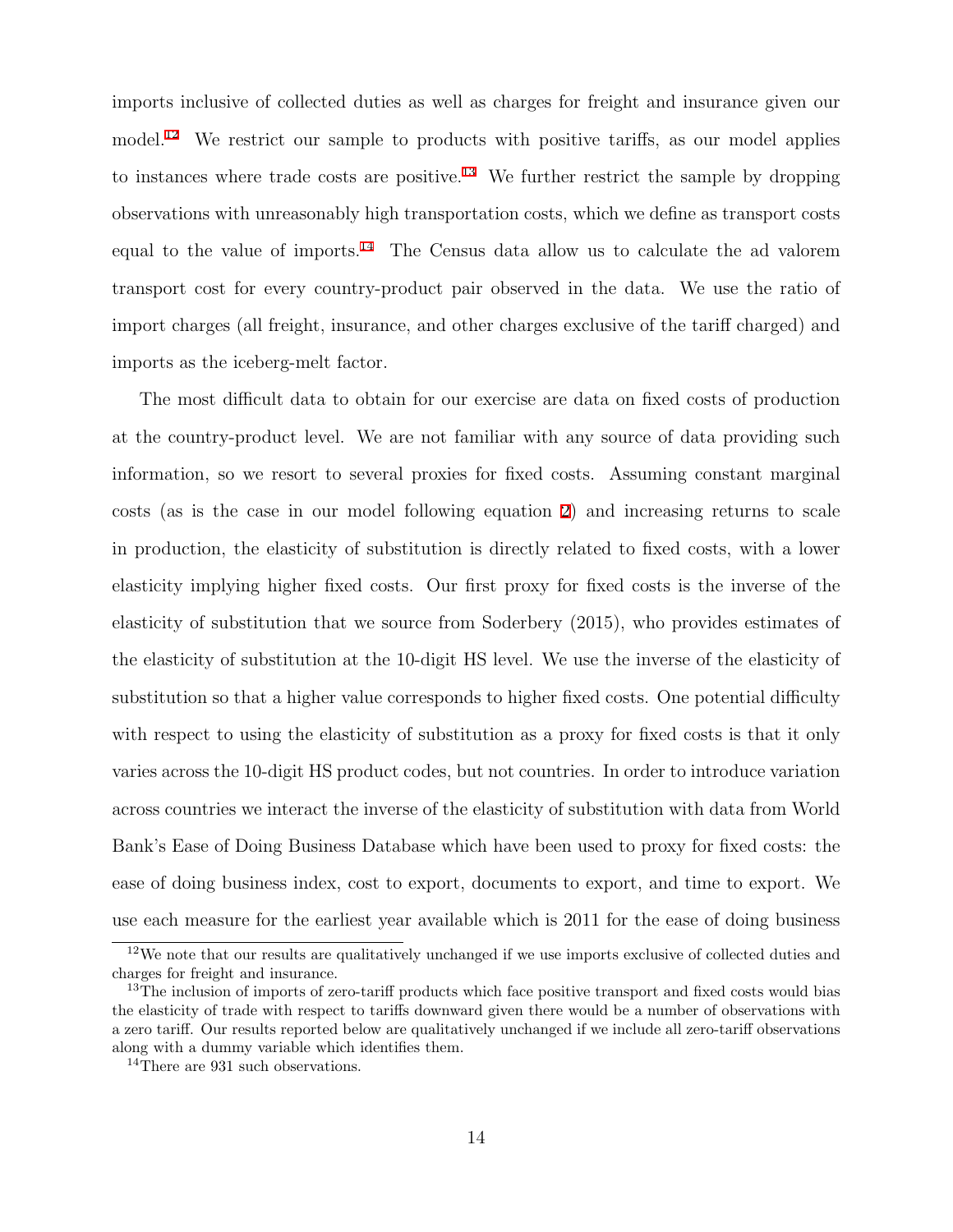imports inclusive of collected duties as well as charges for freight and insurance given our model.[12] We restrict our sample to products with positive tariffs, as our model applies to instances where trade costs are positive.[13] We further restrict the sample by dropping observations with unreasonably high transportation costs, which we define as transport costs equal to the value of imports.[14] The Census data allow us to calculate the ad valorem transport cost for every country-product pair observed in the data. We use the ratio of import charges (all freight, insurance, and other charges exclusive of the tariff charged) and imports as the iceberg-melt factor.

The most difficult data to obtain for our exercise are data on fixed costs of production at the country-product level. We are not familiar with any source of data providing such information, so we resort to several proxies for fixed costs. Assuming constant marginal costs (as is the case in our model following equation 2) and increasing returns to scale in production, the elasticity of substitution is directly related to fixed costs, with a lower elasticity implying higher fixed costs. Our first proxy for fixed costs is the inverse of the elasticity of substitution that we source from Soderbery (2015), who provides estimates of the elasticity of substitution at the 10-digit HS level. We use the inverse of the elasticity of substitution so that a higher value corresponds to higher fixed costs. One potential difficulty with respect to using the elasticity of substitution as a proxy for fixed costs is that it only varies across the 10-digit HS product codes, but not countries. In order to introduce variation across countries we interact the inverse of the elasticity of substitution with data from World Bank's Ease of Doing Business Database which have been used to proxy for fixed costs: the ease of doing business index, cost to export, documents to export, and time to export. We use each measure for the earliest year available which is 2011 for the ease of doing business

[12] We note that our results are qualitatively unchanged if we use imports exclusive of collected duties and charges for freight and insurance.

[13] The inclusion of imports of zero-tariff products which face positive transport and fixed costs would bias the elasticity of trade with respect to tariffs downward given there would be a number of observations with a zero tariff. Our results reported below are qualitatively unchanged if we include all zero-tariff observations along with a dummy variable which identifies them.

[14] There are 931 such observations.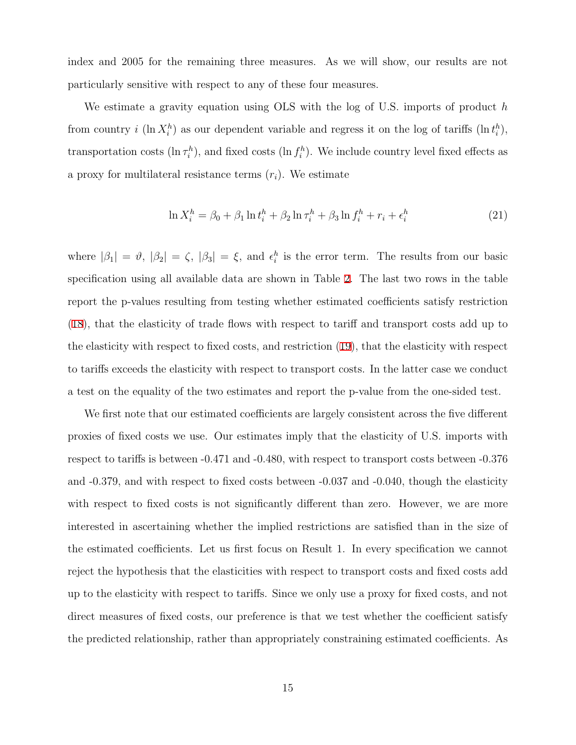index and 2005 for the remaining three measures. As we will show, our results are not particularly sensitive with respect to any of these four measures.

We estimate a gravity equation using OLS with the log of U.S. imports of product $h$ from country $i$ ($\ln X_i^h$) as our dependent variable and regress it on the log of tariffs ($\ln t_i^h$), transportation costs ($\ln \tau_i^h$), and fixed costs ($\ln f_i^h$). We include country level fixed effects as a proxy for multilateral resistance terms ($r_i$). We estimate

$$\ln X_i^h = \beta_0 + \beta_1 \ln t_i^h + \beta_2 \ln \tau_i^h + \beta_3 \ln f_i^h + r_i + \epsilon_i^h \tag{21}$$

where $|\beta_1| = \vartheta$, $|\beta_2| = \zeta$, $|\beta_3| = \xi$, and $\epsilon_i^h$ is the error term. The results from our basic specification using all available data are shown in Table 2. The last two rows in the table report the p-values resulting from testing whether estimated coefficients satisfy restriction (18), that the elasticity of trade flows with respect to tariff and transport costs add up to the elasticity with respect to fixed costs, and restriction (19), that the elasticity with respect to tariffs exceeds the elasticity with respect to transport costs. In the latter case we conduct a test on the equality of the two estimates and report the p-value from the one-sided test.

We first note that our estimated coefficients are largely consistent across the five different proxies of fixed costs we use. Our estimates imply that the elasticity of U.S. imports with respect to tariffs is between -0.471 and -0.480, with respect to transport costs between -0.376 and -0.379, and with respect to fixed costs between -0.037 and -0.040, though the elasticity with respect to fixed costs is not significantly different than zero. However, we are more interested in ascertaining whether the implied restrictions are satisfied than in the size of the estimated coefficients. Let us first focus on Result 1. In every specification we cannot reject the hypothesis that the elasticities with respect to transport costs and fixed costs add up to the elasticity with respect to tariffs. Since we only use a proxy for fixed costs, and not direct measures of fixed costs, our preference is that we test whether the coefficient satisfy the predicted relationship, rather than appropriately constraining estimated coefficients. As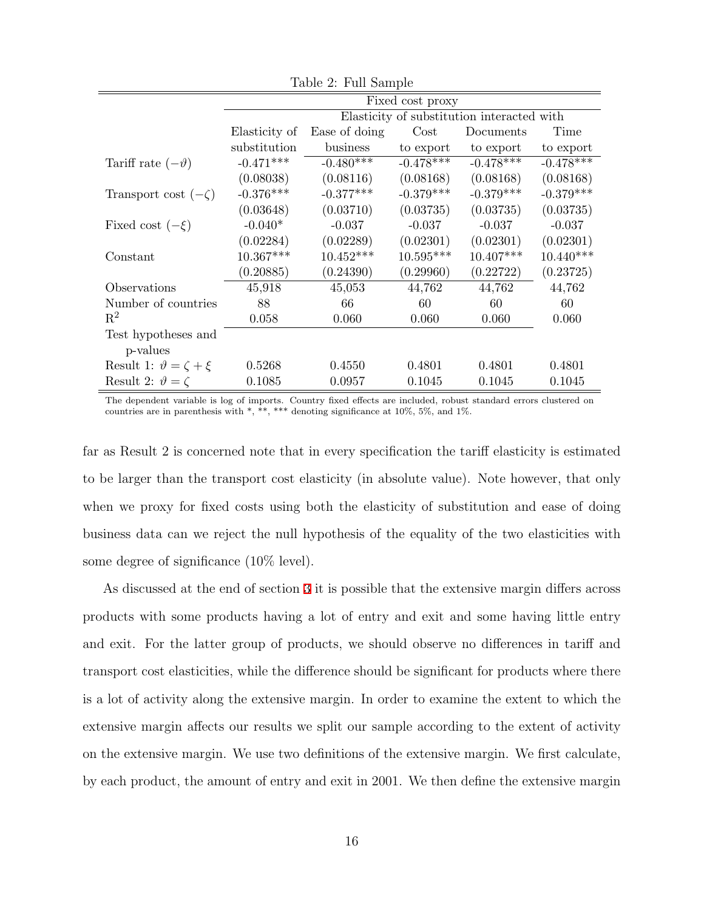Table 2: Full Sample

| | Fixed cost proxy | | | | |
|---|---|---|---|---|---|
| | | Elasticity of substitution interacted with | | | |
| | Elasticity of substitution | Ease of doing business | Cost to export | Documents to export | Time to export |
| Tariff rate ($-\vartheta$) | -0.471*** | -0.480*** | -0.478*** | -0.478*** | -0.478*** |
| | (0.08038) | (0.08116) | (0.08168) | (0.08168) | (0.08168) |
| Transport cost ($-\zeta$) | -0.376*** | -0.377*** | -0.379*** | -0.379*** | -0.379*** |
| | (0.03648) | (0.03710) | (0.03735) | (0.03735) | (0.03735) |
| Fixed cost ($-\xi$) | -0.040* | -0.037 | -0.037 | -0.037 | -0.037 |
| | (0.02284) | (0.02289) | (0.02301) | (0.02301) | (0.02301) |
| Constant | 10.367*** | 10.452*** | 10.595*** | 10.407*** | 10.440*** |
| | (0.20885) | (0.24390) | (0.29960) | (0.22722) | (0.23725) |
| Observations | 45,918 | 45,053 | 44,762 | 44,762 | 44,762 |
| Number of countries | 88 | 66 | 60 | 60 | 60 |
| $R^2$ | 0.058 | 0.060 | 0.060 | 0.060 | 0.060 |
| Test hypotheses and p-values | | | | | |
| Result 1: $\vartheta = \zeta + \xi$ | 0.5268 | 0.4550 | 0.4801 | 0.4801 | 0.4801 |
| Result 2: $\vartheta = \zeta$ | 0.1085 | 0.0957 | 0.1045 | 0.1045 | 0.1045 |

The dependent variable is log of imports. Country fixed effects are included, robust standard errors clustered on countries are in parenthesis with *, **, *** denoting significance at 10%, 5%, and 1%.

far as Result 2 is concerned note that in every specification the tariff elasticity is estimated to be larger than the transport cost elasticity (in absolute value). Note however, that only when we proxy for fixed costs using both the elasticity of substitution and ease of doing business data can we reject the null hypothesis of the equality of the two elasticities with some degree of significance (10% level).

As discussed at the end of section 3 it is possible that the extensive margin differs across products with some products having a lot of entry and exit and some having little entry and exit. For the latter group of products, we should observe no differences in tariff and transport cost elasticities, while the difference should be significant for products where there is a lot of activity along the extensive margin. In order to examine the extent to which the extensive margin affects our results we split our sample according to the extent of activity on the extensive margin. We use two definitions of the extensive margin. We first calculate, by each product, the amount of entry and exit in 2001. We then define the extensive margin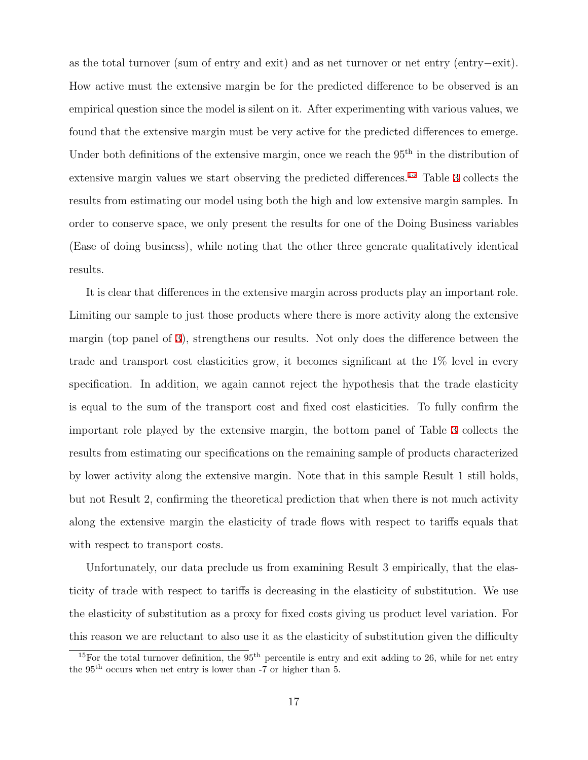as the total turnover (sum of entry and exit) and as net turnover or net entry (entry−exit). How active must the extensive margin be for the predicted difference to be observed is an empirical question since the model is silent on it. After experimenting with various values, we found that the extensive margin must be very active for the predicted differences to emerge. Under both definitions of the extensive margin, once we reach the 95$^{\text{th}}$ in the distribution of extensive margin values we start observing the predicted differences.[15] Table 3 collects the results from estimating our model using both the high and low extensive margin samples. In order to conserve space, we only present the results for one of the Doing Business variables (Ease of doing business), while noting that the other three generate qualitatively identical results.

It is clear that differences in the extensive margin across products play an important role. Limiting our sample to just those products where there is more activity along the extensive margin (top panel of 3), strengthens our results. Not only does the difference between the trade and transport cost elasticities grow, it becomes significant at the 1% level in every specification. In addition, we again cannot reject the hypothesis that the trade elasticity is equal to the sum of the transport cost and fixed cost elasticities. To fully confirm the important role played by the extensive margin, the bottom panel of Table 3 collects the results from estimating our specifications on the remaining sample of products characterized by lower activity along the extensive margin. Note that in this sample Result 1 still holds, but not Result 2, confirming the theoretical prediction that when there is not much activity along the extensive margin the elasticity of trade flows with respect to tariffs equals that with respect to transport costs.

Unfortunately, our data preclude us from examining Result 3 empirically, that the elasticity of trade with respect to tariffs is decreasing in the elasticity of substitution. We use the elasticity of substitution as a proxy for fixed costs giving us product level variation. For this reason we are reluctant to also use it as the elasticity of substitution given the difficulty

[15] For the total turnover definition, the 95$^{\text{th}}$ percentile is entry and exit adding to 26, while for net entry the 95$^{\text{th}}$ occurs when net entry is lower than -7 or higher than 5.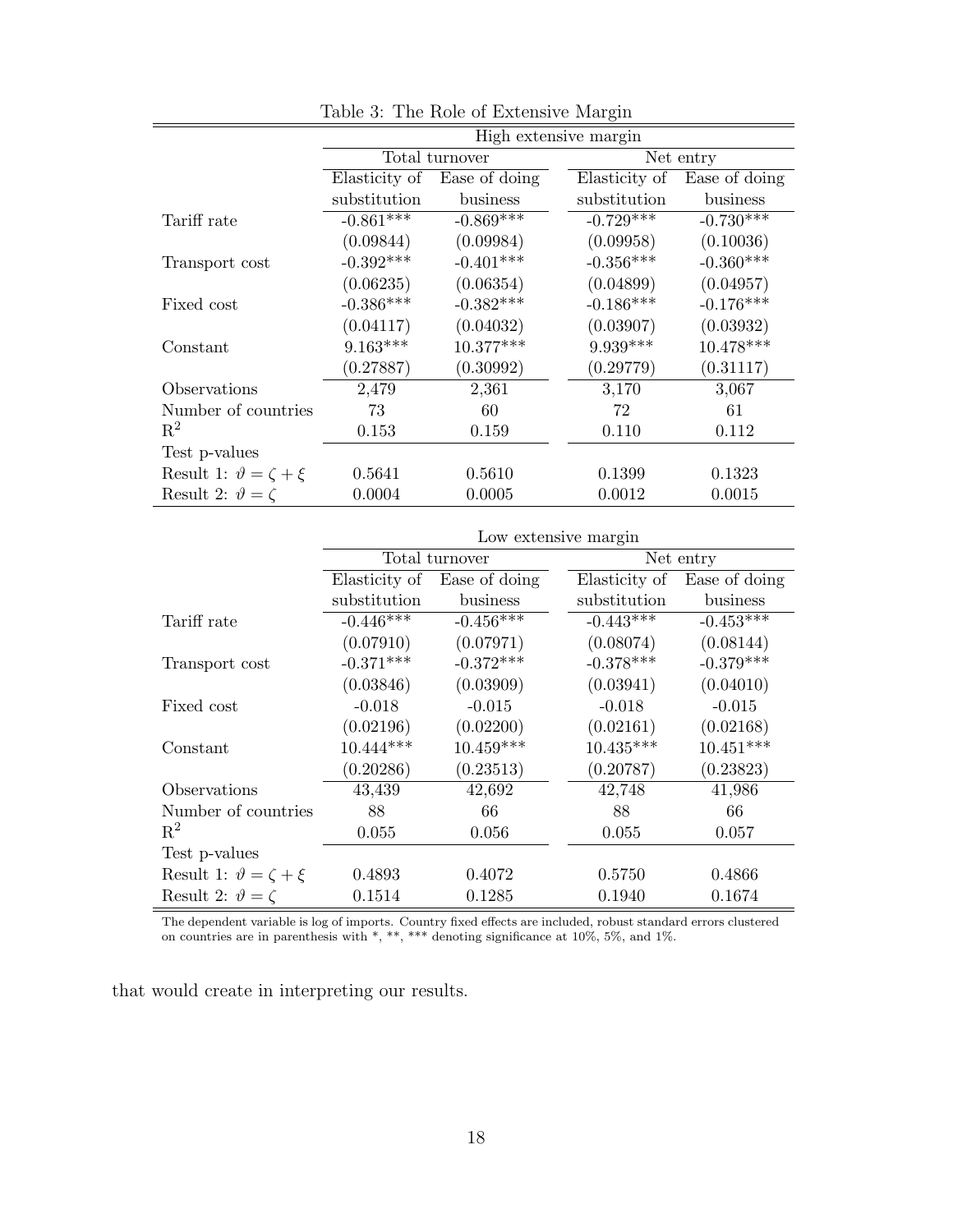Table 3: The Role of Extensive Margin

| | High extensive margin | | | |
|---|---|---|---|---|
| | Total turnover | | Net entry | |
| | Elasticity of substitution | Ease of doing business | Elasticity of substitution | Ease of doing business |
| Tariff rate | -0.861*** | -0.869*** | -0.729*** | -0.730*** |
| | (0.09844) | (0.09984) | (0.09958) | (0.10036) |
| Transport cost | -0.392*** | -0.401*** | -0.356*** | -0.360*** |
| | (0.06235) | (0.06354) | (0.04899) | (0.04957) |
| Fixed cost | -0.386*** | -0.382*** | -0.186*** | -0.176*** |
| | (0.04117) | (0.04032) | (0.03907) | (0.03932) |
| Constant | 9.163*** | 10.377*** | 9.939*** | 10.478*** |
| | (0.27887) | (0.30992) | (0.29779) | (0.31117) |
| Observations | 2,479 | 2,361 | 3,170 | 3,067 |
| Number of countries | 73 | 60 | 72 | 61 |
| $R^2$ | 0.153 | 0.159 | 0.110 | 0.112 |
| Test p-values | | | | |
| Result 1: $\vartheta = \zeta + \xi$ | 0.5641 | 0.5610 | 0.1399 | 0.1323 |
| Result 2: $\vartheta = \zeta$ | 0.0004 | 0.0005 | 0.0012 | 0.0015 |

| | Low extensive margin | | | |
|---|---|---|---|---|
| | Total turnover | | Net entry | |
| | Elasticity of substitution | Ease of doing business | Elasticity of substitution | Ease of doing business |
| Tariff rate | -0.446*** | -0.456*** | -0.443*** | -0.453*** |
| | (0.07910) | (0.07971) | (0.08074) | (0.08144) |
| Transport cost | -0.371*** | -0.372*** | -0.378*** | -0.379*** |
| | (0.03846) | (0.03909) | (0.03941) | (0.04010) |
| Fixed cost | -0.018 | -0.015 | -0.018 | -0.015 |
| | (0.02196) | (0.02200) | (0.02161) | (0.02168) |
| Constant | 10.444*** | 10.459*** | 10.435*** | 10.451*** |
| | (0.20286) | (0.23513) | (0.20787) | (0.23823) |
| Observations | 43,439 | 42,692 | 42,748 | 41,986 |
| Number of countries | 88 | 66 | 88 | 66 |
| $R^2$ | 0.055 | 0.056 | 0.055 | 0.057 |
| Test p-values | | | | |
| Result 1: $\vartheta = \zeta + \xi$ | 0.4893 | 0.4072 | 0.5750 | 0.4866 |
| Result 2: $\vartheta = \zeta$ | 0.1514 | 0.1285 | 0.1940 | 0.1674 |

The dependent variable is log of imports. Country fixed effects are included, robust standard errors clustered on countries are in parenthesis with *, **, *** denoting significance at 10%, 5%, and 1%.

that would create in interpreting our results.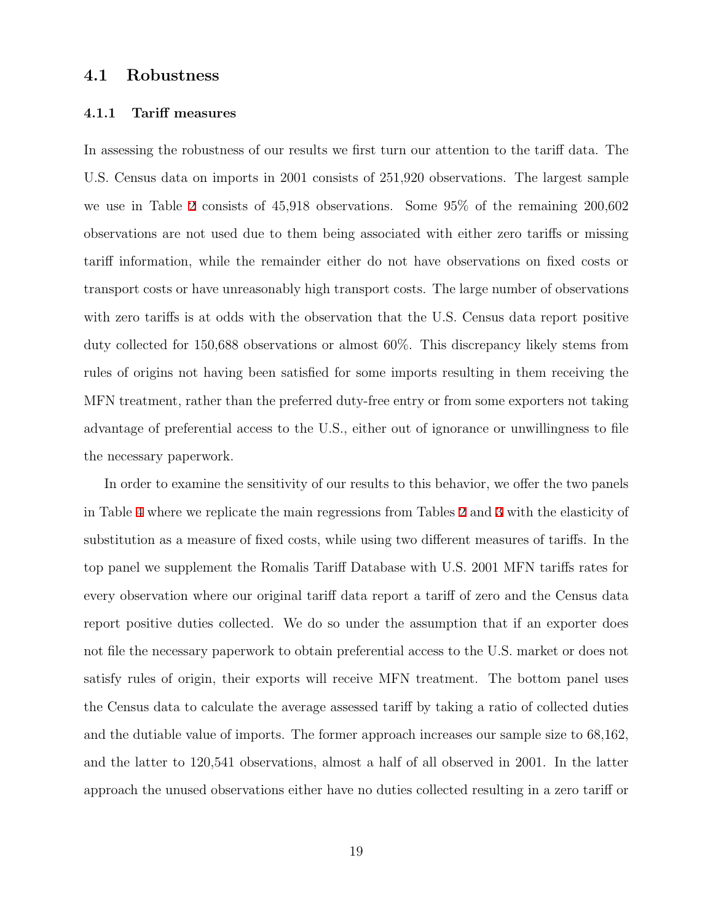## 4.1 Robustness

### 4.1.1 Tariff measures

In assessing the robustness of our results we first turn our attention to the tariff data. The U.S. Census data on imports in 2001 consists of 251,920 observations. The largest sample we use in Table 2 consists of 45,918 observations. Some 95% of the remaining 200,602 observations are not used due to them being associated with either zero tariffs or missing tariff information, while the remainder either do not have observations on fixed costs or transport costs or have unreasonably high transport costs. The large number of observations with zero tariffs is at odds with the observation that the U.S. Census data report positive duty collected for 150,688 observations or almost 60%. This discrepancy likely stems from rules of origins not having been satisfied for some imports resulting in them receiving the MFN treatment, rather than the preferred duty-free entry or from some exporters not taking advantage of preferential access to the U.S., either out of ignorance or unwillingness to file the necessary paperwork.

In order to examine the sensitivity of our results to this behavior, we offer the two panels in Table 4 where we replicate the main regressions from Tables 2 and 3 with the elasticity of substitution as a measure of fixed costs, while using two different measures of tariffs. In the top panel we supplement the Romalis Tariff Database with U.S. 2001 MFN tariffs rates for every observation where our original tariff data report a tariff of zero and the Census data report positive duties collected. We do so under the assumption that if an exporter does not file the necessary paperwork to obtain preferential access to the U.S. market or does not satisfy rules of origin, their exports will receive MFN treatment. The bottom panel uses the Census data to calculate the average assessed tariff by taking a ratio of collected duties and the dutiable value of imports. The former approach increases our sample size to 68,162, and the latter to 120,541 observations, almost a half of all observed in 2001. In the latter approach the unused observations either have no duties collected resulting in a zero tariff or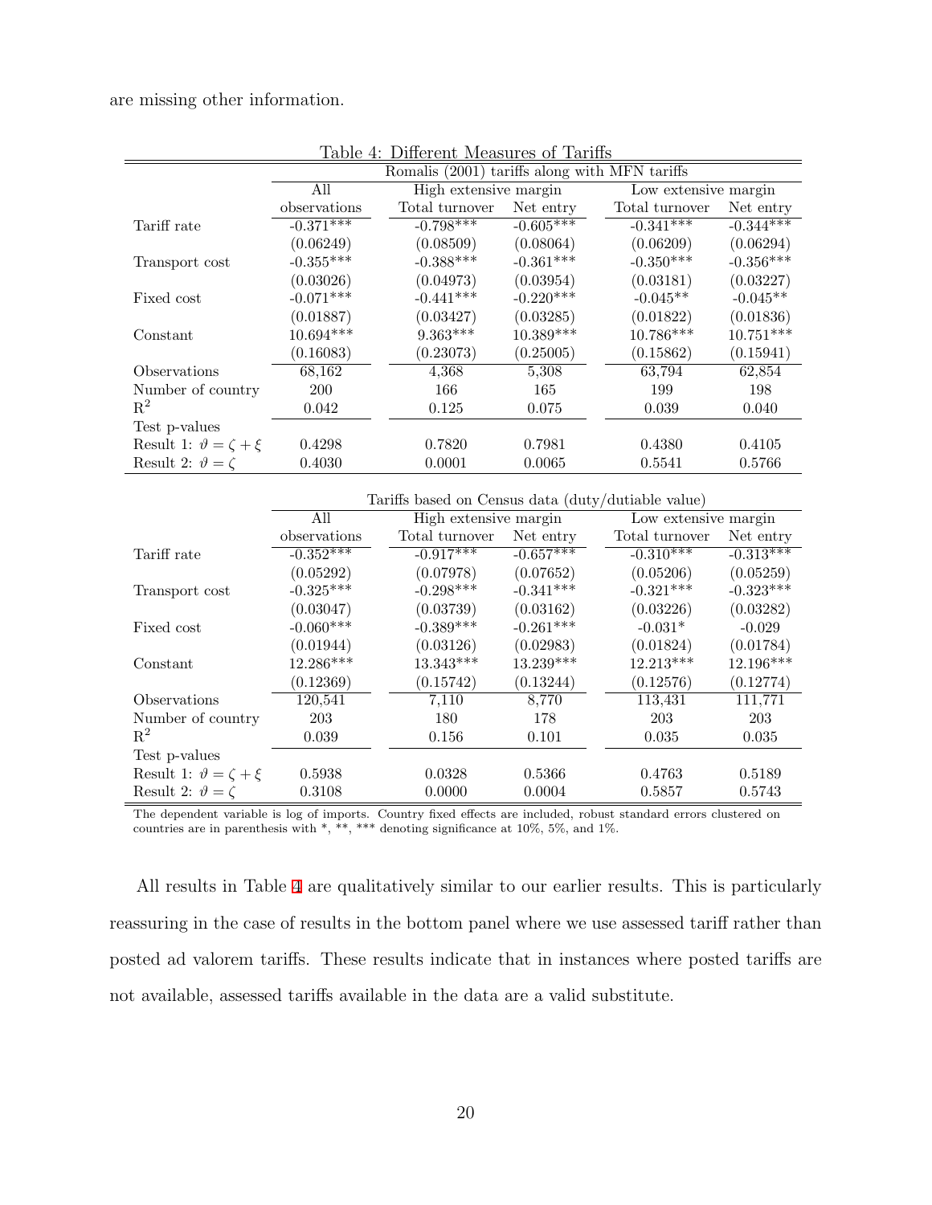are missing other information.

Table 4: Different Measures of Tariffs

| | Romalis (2001) tariffs along with MFN tariffs | | | | |
|---|---|---|---|---|---|
| | All | High extensive margin | | Low extensive margin | |
| | observations | Total turnover | Net entry | Total turnover | Net entry |
| Tariff rate | -0.371*** | -0.798*** | -0.605*** | -0.341*** | -0.344*** |
| | (0.06249) | (0.08509) | (0.08064) | (0.06209) | (0.06294) |
| Transport cost | -0.355*** | -0.388*** | -0.361*** | -0.350*** | -0.356*** |
| | (0.03026) | (0.04973) | (0.03954) | (0.03181) | (0.03227) |
| Fixed cost | -0.071*** | -0.441*** | -0.220*** | -0.045** | -0.045** |
| | (0.01887) | (0.03427) | (0.03285) | (0.01822) | (0.01836) |
| Constant | 10.694*** | 9.363*** | 10.389*** | 10.786*** | 10.751*** |
| | (0.16083) | (0.23073) | (0.25005) | (0.15862) | (0.15941) |
| Observations | 68,162 | 4,368 | 5,308 | 63,794 | 62,854 |
| Number of country | 200 | 166 | 165 | 199 | 198 |
| $R^2$ | 0.042 | 0.125 | 0.075 | 0.039 | 0.040 |
| Test p-values | | | | | |
| Result 1: $\vartheta = \zeta + \xi$ | 0.4298 | 0.7820 | 0.7981 | 0.4380 | 0.4105 |
| Result 2: $\vartheta = \zeta$ | 0.4030 | 0.0001 | 0.0065 | 0.5541 | 0.5766 |

| | Tariffs based on Census data (duty/dutiable value) | | | | |
|---|---|---|---|---|---|
| | All | High extensive margin | | Low extensive margin | |
| | observations | Total turnover | Net entry | Total turnover | Net entry |
| Tariff rate | -0.352*** | -0.917*** | -0.657*** | -0.310*** | -0.313*** |
| | (0.05292) | (0.07978) | (0.07652) | (0.05206) | (0.05259) |
| Transport cost | -0.325*** | -0.298*** | -0.341*** | -0.321*** | -0.323*** |
| | (0.03047) | (0.03739) | (0.03162) | (0.03226) | (0.03282) |
| Fixed cost | -0.060*** | -0.389*** | -0.261*** | -0.031* | -0.029 |
| | (0.01944) | (0.03126) | (0.02983) | (0.01824) | (0.01784) |
| Constant | 12.286*** | 13.343*** | 13.239*** | 12.213*** | 12.196*** |
| | (0.12369) | (0.15742) | (0.13244) | (0.12576) | (0.12774) |
| Observations | 120,541 | 7,110 | 8,770 | 113,431 | 111,771 |
| Number of country | 203 | 180 | 178 | 203 | 203 |
| $R^2$ | 0.039 | 0.156 | 0.101 | 0.035 | 0.035 |
| Test p-values | | | | | |
| Result 1: $\vartheta = \zeta + \xi$ | 0.5938 | 0.0328 | 0.5366 | 0.4763 | 0.5189 |
| Result 2: $\vartheta = \zeta$ | 0.3108 | 0.0000 | 0.0004 | 0.5857 | 0.5743 |

The dependent variable is log of imports. Country fixed effects are included, robust standard errors clustered on countries are in parenthesis with *, **, *** denoting significance at 10%, 5%, and 1%.

All results in Table 4 are qualitatively similar to our earlier results. This is particularly reassuring in the case of results in the bottom panel where we use assessed tariff rather than posted ad valorem tariffs. These results indicate that in instances where posted tariffs are not available, assessed tariffs available in the data are a valid substitute.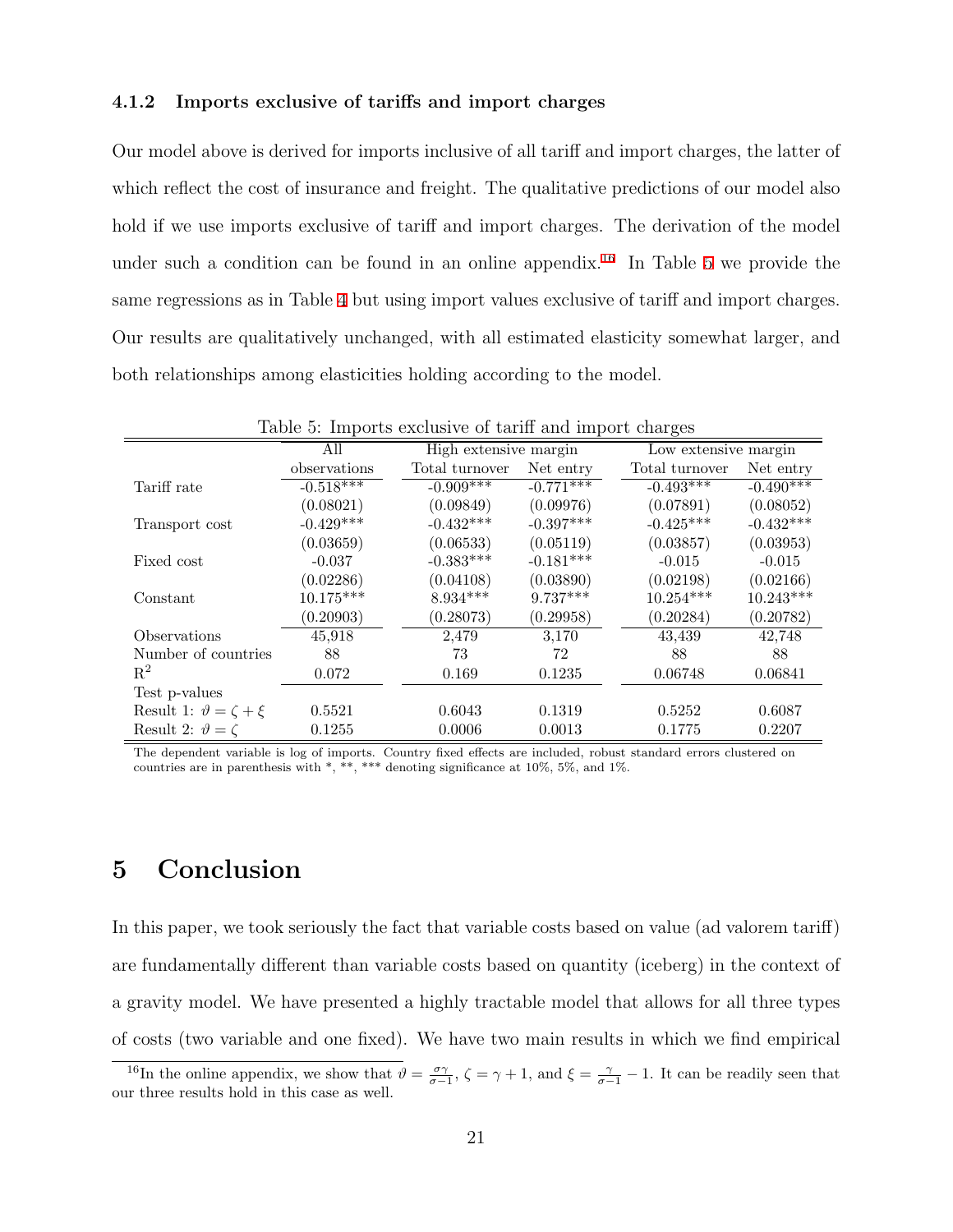### 4.1.2 Imports exclusive of tariffs and import charges

Our model above is derived for imports inclusive of all tariff and import charges, the latter of which reflect the cost of insurance and freight. The qualitative predictions of our model also hold if we use imports exclusive of tariff and import charges. The derivation of the model under such a condition can be found in an online appendix.[16] In Table 5 we provide the same regressions as in Table 4 but using import values exclusive of tariff and import charges. Our results are qualitatively unchanged, with all estimated elasticity somewhat larger, and both relationships among elasticities holding according to the model.

Table 5: Imports exclusive of tariff and import charges

| | All | High extensive margin | | Low extensive margin | |
|---|---|---|---|---|---|
| | observations | Total turnover | Net entry | Total turnover | Net entry |
| Tariff rate | -0.518*** | -0.909*** | -0.771*** | -0.493*** | -0.490*** |
| | (0.08021) | (0.09849) | (0.09976) | (0.07891) | (0.08052) |
| Transport cost | -0.429*** | -0.432*** | -0.397*** | -0.425*** | -0.432*** |
| | (0.03659) | (0.06533) | (0.05119) | (0.03857) | (0.03953) |
| Fixed cost | -0.037 | -0.383*** | -0.181*** | -0.015 | -0.015 |
| | (0.02286) | (0.04108) | (0.03890) | (0.02198) | (0.02166) |
| Constant | 10.175*** | 8.934*** | 9.737*** | 10.254*** | 10.243*** |
| | (0.20903) | (0.28073) | (0.29958) | (0.20284) | (0.20782) |
| Observations | 45,918 | 2,479 | 3,170 | 43,439 | 42,748 |
| Number of countries | 88 | 73 | 72 | 88 | 88 |
| $R^2$ | 0.072 | 0.169 | 0.1235 | 0.06748 | 0.06841 |
| Test p-values | | | | | |
| Result 1: $\vartheta = \zeta + \xi$ | 0.5521 | 0.6043 | 0.1319 | 0.5252 | 0.6087 |
| Result 2: $\vartheta = \zeta$ | 0.1255 | 0.0006 | 0.0013 | 0.1775 | 0.2207 |

The dependent variable is log of imports. Country fixed effects are included, robust standard errors clustered on countries are in parenthesis with *, **, *** denoting significance at 10%, 5%, and 1%.

# 5 Conclusion

In this paper, we took seriously the fact that variable costs based on value (ad valorem tariff) are fundamentally different than variable costs based on quantity (iceberg) in the context of a gravity model. We have presented a highly tractable model that allows for all three types of costs (two variable and one fixed). We have two main results in which we find empirical

[16] In the online appendix, we show that $\vartheta = \frac{\sigma\gamma}{\sigma-1}$, $\zeta = \gamma + 1$, and $\xi = \frac{\gamma}{\sigma-1} - 1$. It can be readily seen that our three results hold in this case as well.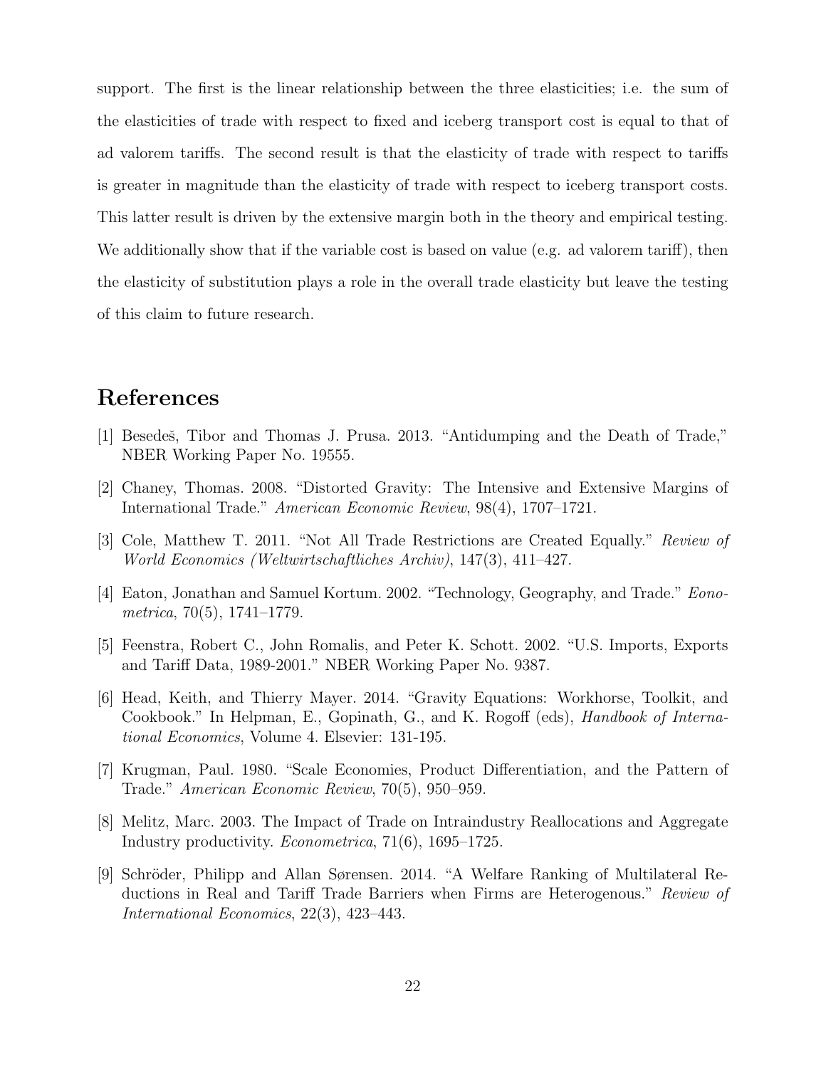support. The first is the linear relationship between the three elasticities; i.e. the sum of the elasticities of trade with respect to fixed and iceberg transport cost is equal to that of ad valorem tariffs. The second result is that the elasticity of trade with respect to tariffs is greater in magnitude than the elasticity of trade with respect to iceberg transport costs. This latter result is driven by the extensive margin both in the theory and empirical testing. We additionally show that if the variable cost is based on value (e.g. ad valorem tariff), then the elasticity of substitution plays a role in the overall trade elasticity but leave the testing of this claim to future research.

## References

[1] Besedeš, Tibor and Thomas J. Prusa. 2013. "Antidumping and the Death of Trade," NBER Working Paper No. 19555.

[2] Chaney, Thomas. 2008. "Distorted Gravity: The Intensive and Extensive Margins of International Trade." *American Economic Review*, 98(4), 1707–1721.

[3] Cole, Matthew T. 2011. "Not All Trade Restrictions are Created Equally." *Review of World Economics (Weltwirtschaftliches Archiv)*, 147(3), 411–427.

[4] Eaton, Jonathan and Samuel Kortum. 2002. "Technology, Geography, and Trade." *Eonometrica*, 70(5), 1741–1779.

[5] Feenstra, Robert C., John Romalis, and Peter K. Schott. 2002. "U.S. Imports, Exports and Tariff Data, 1989-2001." NBER Working Paper No. 9387.

[6] Head, Keith, and Thierry Mayer. 2014. "Gravity Equations: Workhorse, Toolkit, and Cookbook." In Helpman, E., Gopinath, G., and K. Rogoff (eds), *Handbook of International Economics*, Volume 4. Elsevier: 131-195.

[7] Krugman, Paul. 1980. "Scale Economies, Product Differentiation, and the Pattern of Trade." *American Economic Review*, 70(5), 950–959.

[8] Melitz, Marc. 2003. The Impact of Trade on Intraindustry Reallocations and Aggregate Industry productivity. *Econometrica*, 71(6), 1695–1725.

[9] Schröder, Philipp and Allan Sørensen. 2014. "A Welfare Ranking of Multilateral Reductions in Real and Tariff Trade Barriers when Firms are Heterogenous." *Review of International Economics*, 22(3), 423–443.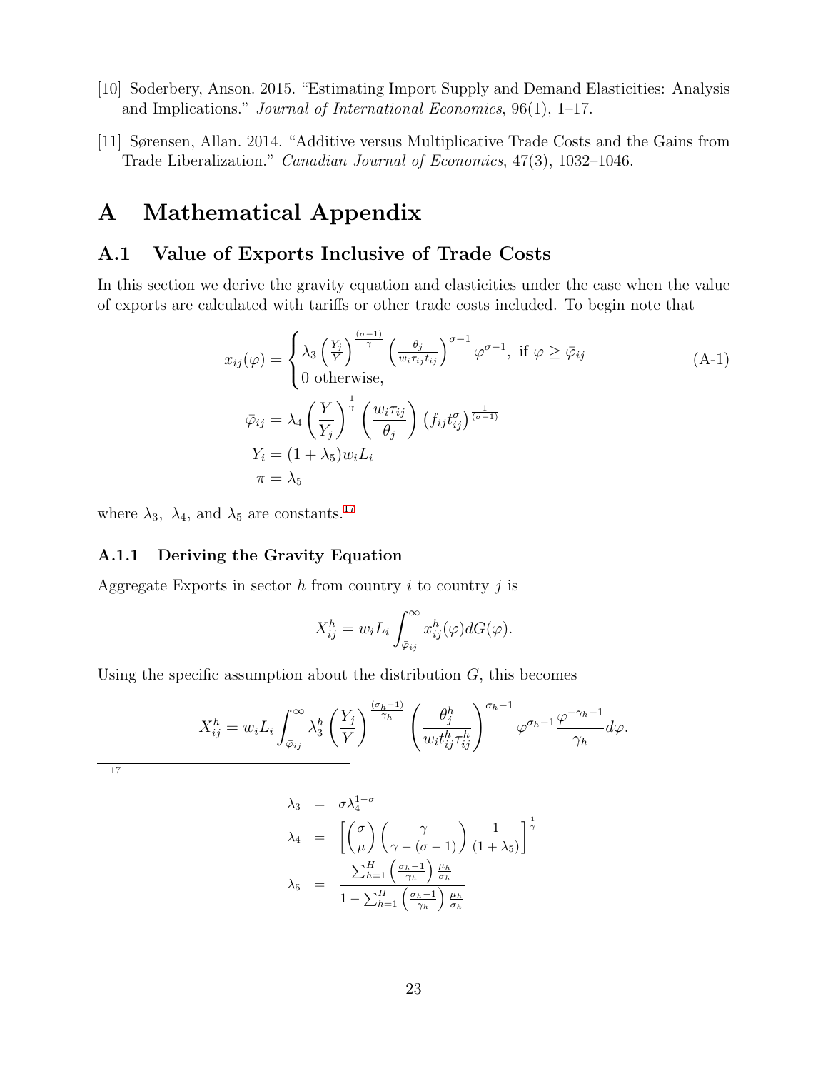[10] Soderbery, Anson. 2015. "Estimating Import Supply and Demand Elasticities: Analysis and Implications." *Journal of International Economics*, 96(1), 1–17.

[11] Sørensen, Allan. 2014. "Additive versus Multiplicative Trade Costs and the Gains from Trade Liberalization." *Canadian Journal of Economics*, 47(3), 1032–1046.

# A Mathematical Appendix

## A.1 Value of Exports Inclusive of Trade Costs

In this section we derive the gravity equation and elasticities under the case when the value of exports are calculated with tariffs or other trade costs included. To begin note that

$$x_{ij}(\varphi) = \begin{cases} \lambda_3 \left(\frac{Y_j}{Y}\right)^{\frac{(\sigma-1)}{\gamma}} \left(\frac{\theta_j}{w_i \tau_{ij} t_{ij}}\right)^{\sigma-1} \varphi^{\sigma-1}, \text{ if } \varphi \geq \bar{\varphi}_{ij} \\ 0 \text{ otherwise,} \end{cases} \tag{A-1}$$

$$\bar{\varphi}_{ij} = \lambda_4 \left(\frac{Y}{Y_j}\right)^{\frac{1}{\gamma}} \left(\frac{w_i \tau_{ij}}{\theta_j}\right) \left(f_{ij} t_{ij}^{\sigma}\right)^{\frac{1}{(\sigma-1)}}$$

$$Y_i = (1+\lambda_5) w_i L_i$$

$$\pi = \lambda_5$$

where $\lambda_3$, $\lambda_4$, and $\lambda_5$ are constants.[17]

### A.1.1 Deriving the Gravity Equation

Aggregate Exports in sector $h$ from country $i$ to country $j$ is

$$X_{ij}^h = w_i L_i \int_{\bar{\varphi}_{ij}}^{\infty} x_{ij}^h(\varphi) dG(\varphi).$$

Using the specific assumption about the distribution $G$, this becomes

$$X_{ij}^h = w_i L_i \int_{\bar{\varphi}_{ij}}^{\infty} \lambda_3^h \left(\frac{Y_j}{Y}\right)^{\frac{(\sigma_h-1)}{\gamma_h}} \left(\frac{\theta_j^h}{w_i t_{ij}^h \tau_{ij}^h}\right)^{\sigma_h-1} \varphi^{\sigma_h-1} \frac{\varphi^{-\gamma_h-1}}{\gamma_h} d\varphi.$$

---

[17]

$$\lambda_3 = \sigma \lambda_4^{1-\sigma}$$

$$\lambda_4 = \left[\left(\frac{\sigma}{\mu}\right)\left(\frac{\gamma}{\gamma-(\sigma-1)}\right)\frac{1}{(1+\lambda_5)}\right]^{\frac{1}{\gamma}}$$

$$\lambda_5 = \frac{\sum_{h=1}^{H}\left(\frac{\sigma_h-1}{\gamma_h}\right)\frac{\mu_h}{\sigma_h}}{1-\sum_{h=1}^{H}\left(\frac{\sigma_h-1}{\gamma_h}\right)\frac{\mu_h}{\sigma_h}}$$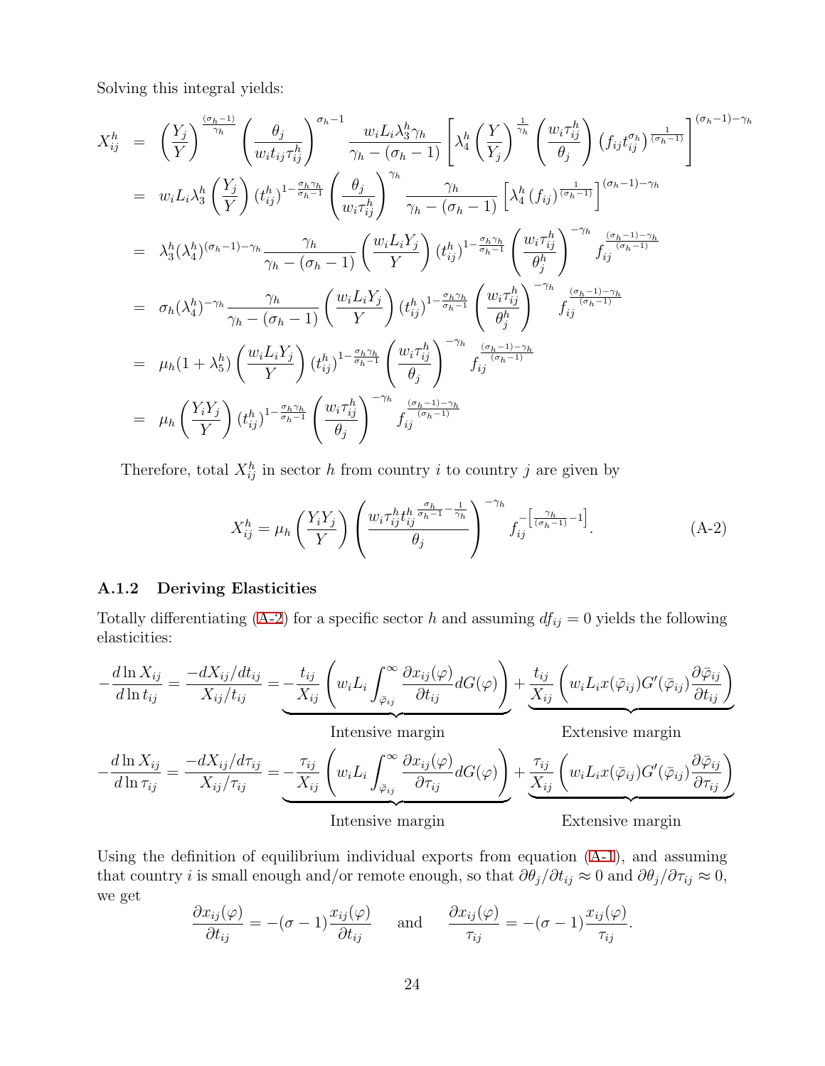Solving this integral yields:

$$
\begin{aligned}
X_{ij}^h &= \left(\frac{Y_j}{Y}\right)^{\frac{(\sigma_h-1)}{\gamma_h}} \left(\frac{\theta_j}{w_i t_{ij} \tau_{ij}^h}\right)^{\sigma_h-1} \frac{w_i L_i \lambda_3^h \gamma_h}{\gamma_h - (\sigma_h-1)} \left[\lambda_4^h \left(\frac{Y}{Y_j}\right)^{\frac{1}{\gamma_h}} \left(\frac{w_i \tau_{ij}^h}{\theta_j}\right) \left(f_{ij} t_{ij}^{\sigma_h}\right)^{\frac{1}{(\sigma_h-1)}}\right]^{(\sigma_h-1)-\gamma_h} \\
&= w_i L_i \lambda_3^h \left(\frac{Y_j}{Y}\right) (t_{ij}^h)^{1-\frac{\sigma_h \gamma_h}{\sigma_h-1}} \left(\frac{\theta_j}{w_i \tau_{ij}^h}\right)^{\gamma_h} \frac{\gamma_h}{\gamma_h-(\sigma_h-1)} \left[\lambda_4^h \left(f_{ij}\right)^{\frac{1}{(\sigma_h-1)}}\right]^{(\sigma_h-1)-\gamma_h} \\
&= \lambda_3^h (\lambda_4^h)^{(\sigma_h-1)-\gamma_h} \frac{\gamma_h}{\gamma_h-(\sigma_h-1)} \left(\frac{w_i L_i Y_j}{Y}\right) (t_{ij}^h)^{1-\frac{\sigma_h \gamma_h}{\sigma_h-1}} \left(\frac{w_i \tau_{ij}^h}{\theta_j^h}\right)^{-\gamma_h} f_{ij}^{\frac{(\sigma_h-1)-\gamma_h}{(\sigma_h-1)}} \\
&= \sigma_h (\lambda_4^h)^{-\gamma_h} \frac{\gamma_h}{\gamma_h-(\sigma_h-1)} \left(\frac{w_i L_i Y_j}{Y}\right) (t_{ij}^h)^{1-\frac{\sigma_h \gamma_h}{\sigma_h-1}} \left(\frac{w_i \tau_{ij}^h}{\theta_j^h}\right)^{-\gamma_h} f_{ij}^{\frac{(\sigma_h-1)-\gamma_h}{(\sigma_h-1)}} \\
&= \mu_h (1+\lambda_5^h) \left(\frac{w_i L_i Y_j}{Y}\right) (t_{ij}^h)^{1-\frac{\sigma_h \gamma_h}{\sigma_h-1}} \left(\frac{w_i \tau_{ij}^h}{\theta_j}\right)^{-\gamma_h} f_{ij}^{\frac{(\sigma_h-1)-\gamma_h}{(\sigma_h-1)}} \\
&= \mu_h \left(\frac{Y_i Y_j}{Y}\right) (t_{ij}^h)^{1-\frac{\sigma_h \gamma_h}{\sigma_h-1}} \left(\frac{w_i \tau_{ij}^h}{\theta_j}\right)^{-\gamma_h} f_{ij}^{\frac{(\sigma_h-1)-\gamma_h}{(\sigma_h-1)}}
\end{aligned}
$$

Therefore, total $X_{ij}^h$ in sector $h$ from country $i$ to country $j$ are given by

$$
X_{ij}^h = \mu_h \left(\frac{Y_i Y_j}{Y}\right) \left(\frac{w_i \tau_{ij}^h {t_{ij}^h}^{\frac{\sigma_h}{\sigma_h-1}-\frac{1}{\gamma_h}}}{\theta_j}\right)^{-\gamma_h} f_{ij}^{-\left[\frac{\gamma_h}{(\sigma_h-1)}-1\right]}. \tag{A-2}
$$

### A.1.2 Deriving Elasticities

Totally differentiating (A-2) for a specific sector $h$ and assuming $df_{ij} = 0$ yields the following elasticities:

$$
-\frac{d\ln X_{ij}}{d\ln t_{ij}} = \frac{-dX_{ij}/dt_{ij}}{X_{ij}/t_{ij}} = \underbrace{-\frac{t_{ij}}{X_{ij}}\left(w_i L_i \int_{\bar{\varphi}_{ij}}^{\infty} \frac{\partial x_{ij}(\varphi)}{\partial t_{ij}} dG(\varphi)\right)}_{\text{Intensive margin}} + \underbrace{\frac{t_{ij}}{X_{ij}}\left(w_i L_i x(\bar{\varphi}_{ij}) G'(\bar{\varphi}_{ij}) \frac{\partial \bar{\varphi}_{ij}}{\partial t_{ij}}\right)}_{\text{Extensive margin}}
$$

$$
-\frac{d\ln X_{ij}}{d\ln \tau_{ij}} = \frac{-dX_{ij}/d\tau_{ij}}{X_{ij}/\tau_{ij}} = \underbrace{-\frac{\tau_{ij}}{X_{ij}}\left(w_i L_i \int_{\bar{\varphi}_{ij}}^{\infty} \frac{\partial x_{ij}(\varphi)}{\partial \tau_{ij}} dG(\varphi)\right)}_{\text{Intensive margin}} + \underbrace{\frac{\tau_{ij}}{X_{ij}}\left(w_i L_i x(\bar{\varphi}_{ij}) G'(\bar{\varphi}_{ij}) \frac{\partial \bar{\varphi}_{ij}}{\partial \tau_{ij}}\right)}_{\text{Extensive margin}}
$$

Using the definition of equilibrium individual exports from equation (A-1), and assuming that country $i$ is small enough and/or remote enough, so that $\partial\theta_j/\partial t_{ij} \approx 0$ and $\partial\theta_j/\partial\tau_{ij} \approx 0$, we get

$$
\frac{\partial x_{ij}(\varphi)}{\partial t_{ij}} = -(\sigma-1)\frac{x_{ij}(\varphi)}{\partial t_{ij}} \quad \text{and} \quad \frac{\partial x_{ij}(\varphi)}{\tau_{ij}} = -(\sigma-1)\frac{x_{ij}(\varphi)}{\tau_{ij}}.
$$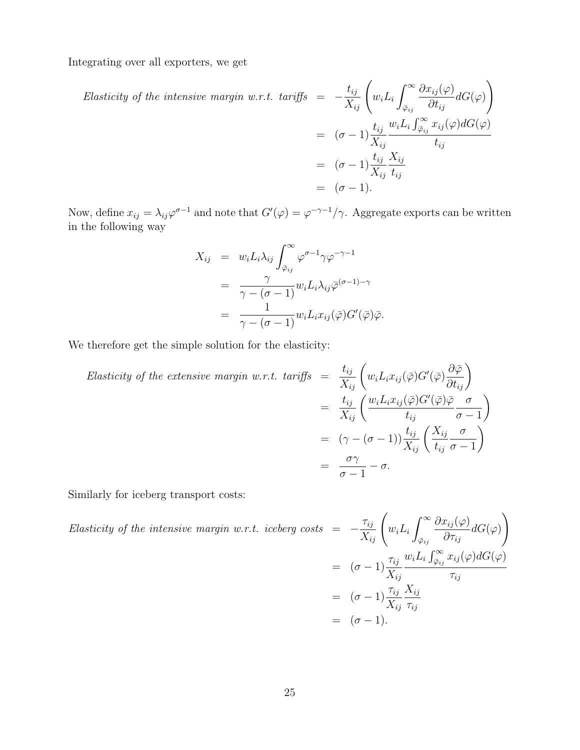Integrating over all exporters, we get

$$
\begin{aligned}
\textit{Elasticity of the intensive margin w.r.t. tariffs} &= -\frac{t_{ij}}{X_{ij}}\left(w_i L_i \int_{\bar{\varphi}_{ij}}^{\infty} \frac{\partial x_{ij}(\varphi)}{\partial t_{ij}} dG(\varphi)\right) \\
&= (\sigma-1)\frac{t_{ij}}{X_{ij}} \frac{w_i L_i \int_{\bar{\varphi}_{ij}}^{\infty} x_{ij}(\varphi) dG(\varphi)}{t_{ij}} \\
&= (\sigma-1)\frac{t_{ij}}{X_{ij}}\frac{X_{ij}}{t_{ij}} \\
&= (\sigma-1).
\end{aligned}
$$

Now, define $x_{ij} = \lambda_{ij}\varphi^{\sigma-1}$ and note that $G'(\varphi) = \varphi^{-\gamma-1}/\gamma$. Aggregate exports can be written in the following way

$$
\begin{aligned}
X_{ij} &= w_i L_i \lambda_{ij} \int_{\bar{\varphi}_{ij}}^{\infty} \varphi^{\sigma-1}\gamma\varphi^{-\gamma-1} \\
&= \frac{\gamma}{\gamma-(\sigma-1)} w_i L_i \lambda_{ij} \bar{\varphi}^{(\sigma-1)-\gamma} \\
&= \frac{1}{\gamma-(\sigma-1)} w_i L_i x_{ij}(\bar{\varphi}) G'(\bar{\varphi})\bar{\varphi}.
\end{aligned}
$$

We therefore get the simple solution for the elasticity:

$$
\begin{aligned}
\textit{Elasticity of the extensive margin w.r.t. tariffs} &= \frac{t_{ij}}{X_{ij}}\left(w_i L_i x_{ij}(\bar{\varphi}) G'(\bar{\varphi})\frac{\partial \bar{\varphi}}{\partial t_{ij}}\right) \\
&= \frac{t_{ij}}{X_{ij}}\left(\frac{w_i L_i x_{ij}(\bar{\varphi}) G'(\bar{\varphi})\bar{\varphi}}{t_{ij}}\frac{\sigma}{\sigma-1}\right) \\
&= (\gamma-(\sigma-1))\frac{t_{ij}}{X_{ij}}\left(\frac{X_{ij}}{t_{ij}}\frac{\sigma}{\sigma-1}\right) \\
&= \frac{\sigma\gamma}{\sigma-1} - \sigma.
\end{aligned}
$$

Similarly for iceberg transport costs:

$$
\begin{aligned}
\textit{Elasticity of the intensive margin w.r.t. iceberg costs} &= -\frac{\tau_{ij}}{X_{ij}}\left(w_i L_i \int_{\bar{\varphi}_{ij}}^{\infty} \frac{\partial x_{ij}(\varphi)}{\partial \tau_{ij}} dG(\varphi)\right) \\
&= (\sigma-1)\frac{\tau_{ij}}{X_{ij}} \frac{w_i L_i \int_{\bar{\varphi}_{ij}}^{\infty} x_{ij}(\varphi) dG(\varphi)}{\tau_{ij}} \\
&= (\sigma-1)\frac{\tau_{ij}}{X_{ij}}\frac{X_{ij}}{\tau_{ij}} \\
&= (\sigma-1).
\end{aligned}
$$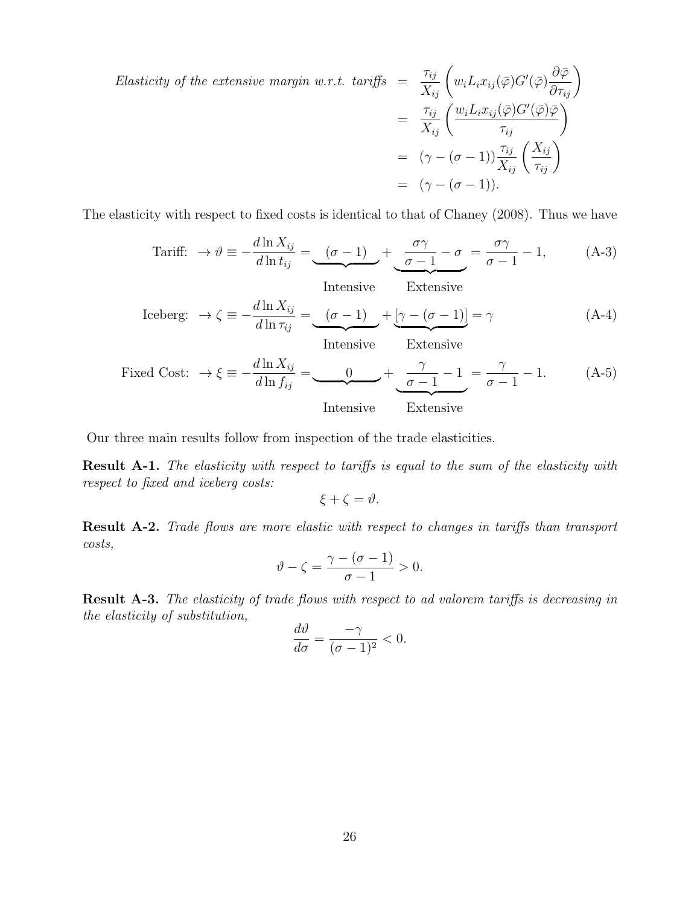$$
\begin{aligned}
\textit{Elasticity of the extensive margin w.r.t. tariffs} &= \frac{\tau_{ij}}{X_{ij}}\left(w_i L_i x_{ij}(\bar{\varphi}) G'(\bar{\varphi}) \frac{\partial \bar{\varphi}}{\partial \tau_{ij}}\right) \\
&= \frac{\tau_{ij}}{X_{ij}}\left(\frac{w_i L_i x_{ij}(\bar{\varphi}) G'(\bar{\varphi}) \bar{\varphi}}{\tau_{ij}}\right) \\
&= (\gamma - (\sigma - 1)) \frac{\tau_{ij}}{X_{ij}}\left(\frac{X_{ij}}{\tau_{ij}}\right) \\
&= (\gamma - (\sigma - 1)).
\end{aligned}
$$

The elasticity with respect to fixed costs is identical to that of Chaney (2008). Thus we have

$$
\text{Tariff: } \rightarrow \vartheta \equiv -\frac{d \ln X_{ij}}{d \ln t_{ij}} = \underbrace{(\sigma - 1)}_{\text{Intensive}} + \underbrace{\frac{\sigma\gamma}{\sigma - 1} - \sigma}_{\text{Extensive}} = \frac{\sigma\gamma}{\sigma - 1} - 1, \tag{A-3}
$$

$$
\text{Iceberg: } \rightarrow \zeta \equiv -\frac{d \ln X_{ij}}{d \ln \tau_{ij}} = \underbrace{(\sigma - 1)}_{\text{Intensive}} + \underbrace{[\gamma - (\sigma - 1)]}_{\text{Extensive}} = \gamma \tag{A-4}
$$

$$
\text{Fixed Cost: } \rightarrow \xi \equiv -\frac{d \ln X_{ij}}{d \ln f_{ij}} = \underbrace{0}_{\text{Intensive}} + \underbrace{\frac{\gamma}{\sigma - 1} - 1}_{\text{Extensive}} = \frac{\gamma}{\sigma - 1} - 1. \tag{A-5}
$$

Our three main results follow from inspection of the trade elasticities.

**Result A-1.** *The elasticity with respect to tariffs is equal to the sum of the elasticity with respect to fixed and iceberg costs:*

$$\xi + \zeta = \vartheta.$$

**Result A-2.** *Trade flows are more elastic with respect to changes in tariffs than transport costs,*

$$\vartheta - \zeta = \frac{\gamma - (\sigma - 1)}{\sigma - 1} > 0.$$

**Result A-3.** *The elasticity of trade flows with respect to ad valorem tariffs is decreasing in the elasticity of substitution,*

$$\frac{d\vartheta}{d\sigma} = \frac{-\gamma}{(\sigma - 1)^2} < 0.$$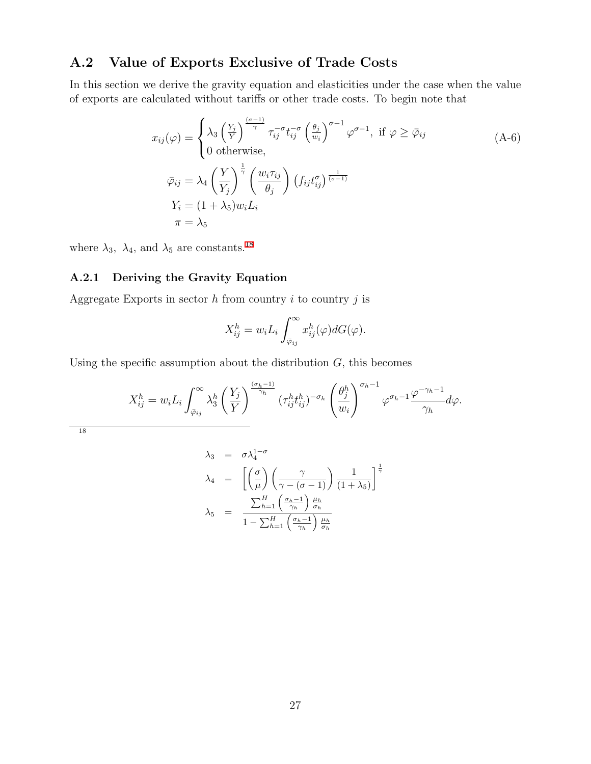## A.2 Value of Exports Exclusive of Trade Costs

In this section we derive the gravity equation and elasticities under the case when the value of exports are calculated without tariffs or other trade costs. To begin note that

$$
\begin{aligned}
x_{ij}(\varphi) &= \begin{cases} \lambda_3 \left(\frac{Y_j}{Y}\right)^{\frac{(\sigma-1)}{\gamma}} \tau_{ij}^{-\sigma} t_{ij}^{-\sigma} \left(\frac{\theta_j}{w_i}\right)^{\sigma-1} \varphi^{\sigma-1}, \text{ if } \varphi \geq \bar{\varphi}_{ij} \\ 0 \text{ otherwise,} \end{cases} \\
\bar{\varphi}_{ij} &= \lambda_4 \left(\frac{Y}{Y_j}\right)^{\frac{1}{\gamma}} \left(\frac{w_i \tau_{ij}}{\theta_j}\right) \left(f_{ij} t_{ij}^{\sigma}\right)^{\frac{1}{(\sigma-1)}} \\
Y_i &= (1+\lambda_5) w_i L_i \\
\pi &= \lambda_5
\end{aligned}
\tag{A-6}
$$

where $\lambda_3$, $\lambda_4$, and $\lambda_5$ are constants.[18]

### A.2.1 Deriving the Gravity Equation

Aggregate Exports in sector $h$ from country $i$ to country $j$ is

$$X_{ij}^h = w_i L_i \int_{\bar{\varphi}_{ij}}^{\infty} x_{ij}^h(\varphi) dG(\varphi).$$

Using the specific assumption about the distribution $G$, this becomes

$$X_{ij}^h = w_i L_i \int_{\bar{\varphi}_{ij}}^{\infty} \lambda_3^h \left(\frac{Y_j}{Y}\right)^{\frac{(\sigma_h-1)}{\gamma_h}} (\tau_{ij}^h t_{ij}^h)^{-\sigma_h} \left(\frac{\theta_j^h}{w_i}\right)^{\sigma_h-1} \varphi^{\sigma_h-1} \frac{\varphi^{-\gamma_h-1}}{\gamma_h} d\varphi.$$

---

[18]

$$
\begin{aligned}
\lambda_3 &= \sigma \lambda_4^{1-\sigma} \\
\lambda_4 &= \left[\left(\frac{\sigma}{\mu}\right)\left(\frac{\gamma}{\gamma-(\sigma-1)}\right)\frac{1}{(1+\lambda_5)}\right]^{\frac{1}{\gamma}} \\
\lambda_5 &= \frac{\sum_{h=1}^{H}\left(\frac{\sigma_h-1}{\gamma_h}\right)\frac{\mu_h}{\sigma_h}}{1-\sum_{h=1}^{H}\left(\frac{\sigma_h-1}{\gamma_h}\right)\frac{\mu_h}{\sigma_h}}
\end{aligned}
$$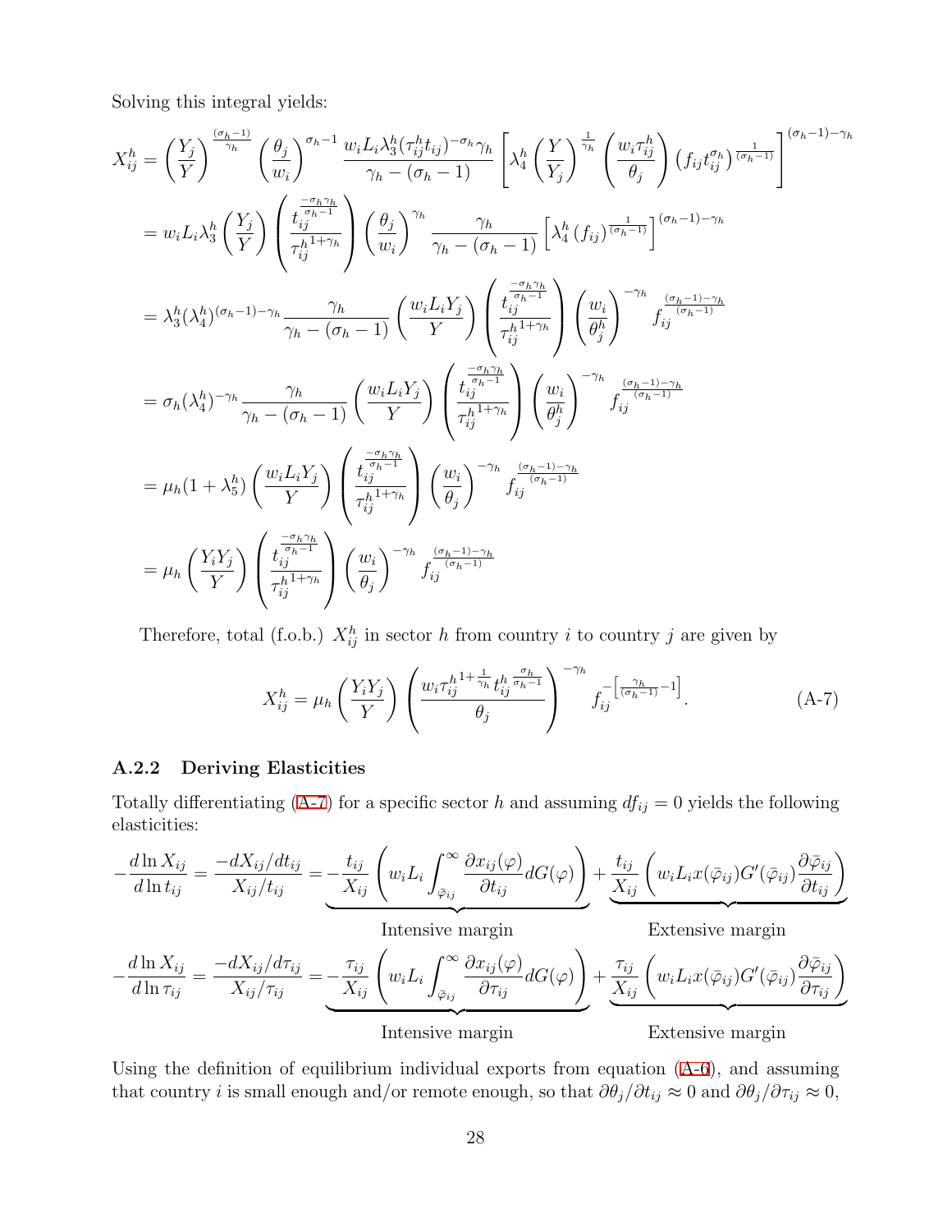Solving this integral yields:

$$
\begin{aligned}
X_{ij}^h &= \left(\frac{Y_j}{Y}\right)^{\frac{(\sigma_h-1)}{\gamma_h}} \left(\frac{\theta_j}{w_i}\right)^{\sigma_h-1} \frac{w_i L_i \lambda_3^h (\tau_{ij}^h t_{ij})^{-\sigma_h}\gamma_h}{\gamma_h-(\sigma_h-1)} \left[\lambda_4^h \left(\frac{Y}{Y_j}\right)^{\frac{1}{\gamma_h}} \left(\frac{w_i \tau_{ij}^h}{\theta_j}\right) \left(f_{ij} t_{ij}^{\sigma_h}\right)^{\frac{1}{(\sigma_h-1)}}\right]^{(\sigma_h-1)-\gamma_h} \\
&= w_i L_i \lambda_3^h \left(\frac{Y_j}{Y}\right) \left(\frac{t_{ij}^{\frac{-\sigma_h\gamma_h}{\sigma_h-1}}}{{\tau_{ij}^h}^{1+\gamma_h}}\right) \left(\frac{\theta_j}{w_i}\right)^{\gamma_h} \frac{\gamma_h}{\gamma_h-(\sigma_h-1)} \left[\lambda_4^h \left(f_{ij}\right)^{\frac{1}{(\sigma_h-1)}}\right]^{(\sigma_h-1)-\gamma_h} \\
&= \lambda_3^h (\lambda_4^h)^{(\sigma_h-1)-\gamma_h} \frac{\gamma_h}{\gamma_h-(\sigma_h-1)} \left(\frac{w_i L_i Y_j}{Y}\right) \left(\frac{t_{ij}^{\frac{-\sigma_h\gamma_h}{\sigma_h-1}}}{{\tau_{ij}^h}^{1+\gamma_h}}\right) \left(\frac{w_i}{\theta_j^h}\right)^{-\gamma_h} f_{ij}^{\frac{(\sigma_h-1)-\gamma_h}{(\sigma_h-1)}} \\
&= \sigma_h (\lambda_4^h)^{-\gamma_h} \frac{\gamma_h}{\gamma_h-(\sigma_h-1)} \left(\frac{w_i L_i Y_j}{Y}\right) \left(\frac{t_{ij}^{\frac{-\sigma_h\gamma_h}{\sigma_h-1}}}{{\tau_{ij}^h}^{1+\gamma_h}}\right) \left(\frac{w_i}{\theta_j^h}\right)^{-\gamma_h} f_{ij}^{\frac{(\sigma_h-1)-\gamma_h}{(\sigma_h-1)}} \\
&= \mu_h (1+\lambda_5^h) \left(\frac{w_i L_i Y_j}{Y}\right) \left(\frac{t_{ij}^{\frac{-\sigma_h\gamma_h}{\sigma_h-1}}}{{\tau_{ij}^h}^{1+\gamma_h}}\right) \left(\frac{w_i}{\theta_j}\right)^{-\gamma_h} f_{ij}^{\frac{(\sigma_h-1)-\gamma_h}{(\sigma_h-1)}} \\
&= \mu_h \left(\frac{Y_i Y_j}{Y}\right) \left(\frac{t_{ij}^{\frac{-\sigma_h\gamma_h}{\sigma_h-1}}}{{\tau_{ij}^h}^{1+\gamma_h}}\right) \left(\frac{w_i}{\theta_j}\right)^{-\gamma_h} f_{ij}^{\frac{(\sigma_h-1)-\gamma_h}{(\sigma_h-1)}}
\end{aligned}
$$

Therefore, total (f.o.b.) $X_{ij}^h$ in sector $h$ from country $i$ to country $j$ are given by

$$
X_{ij}^h = \mu_h \left(\frac{Y_i Y_j}{Y}\right) \left(\frac{w_i {\tau_{ij}^h}^{1+\frac{1}{\gamma_h}} {t_{ij}^h}^{\frac{\sigma_h}{\sigma_h-1}}}{\theta_j}\right)^{-\gamma_h} f_{ij}^{-\left[\frac{\gamma_h}{(\sigma_h-1)}-1\right]}. \tag{A-7}
$$

### A.2.2 Deriving Elasticities

Totally differentiating (A-7) for a specific sector $h$ and assuming $df_{ij}=0$ yields the following elasticities:

$$
-\frac{d\ln X_{ij}}{d\ln t_{ij}} = \frac{-dX_{ij}/dt_{ij}}{X_{ij}/t_{ij}} = \underbrace{-\frac{t_{ij}}{X_{ij}}\left(w_i L_i \int_{\bar{\varphi}_{ij}}^{\infty} \frac{\partial x_{ij}(\varphi)}{\partial t_{ij}} dG(\varphi)\right)}_{\text{Intensive margin}} + \underbrace{\frac{t_{ij}}{X_{ij}}\left(w_i L_i x(\bar{\varphi}_{ij}) G'(\bar{\varphi}_{ij}) \frac{\partial \bar{\varphi}_{ij}}{\partial t_{ij}}\right)}_{\text{Extensive margin}}
$$

$$
-\frac{d\ln X_{ij}}{d\ln \tau_{ij}} = \frac{-dX_{ij}/d\tau_{ij}}{X_{ij}/\tau_{ij}} = \underbrace{-\frac{\tau_{ij}}{X_{ij}}\left(w_i L_i \int_{\bar{\varphi}_{ij}}^{\infty} \frac{\partial x_{ij}(\varphi)}{\partial \tau_{ij}} dG(\varphi)\right)}_{\text{Intensive margin}} + \underbrace{\frac{\tau_{ij}}{X_{ij}}\left(w_i L_i x(\bar{\varphi}_{ij}) G'(\bar{\varphi}_{ij}) \frac{\partial \bar{\varphi}_{ij}}{\partial \tau_{ij}}\right)}_{\text{Extensive margin}}
$$

Using the definition of equilibrium individual exports from equation (A-6), and assuming that country $i$ is small enough and/or remote enough, so that $\partial\theta_j/\partial t_{ij} \approx 0$ and $\partial\theta_j/\partial\tau_{ij} \approx 0$,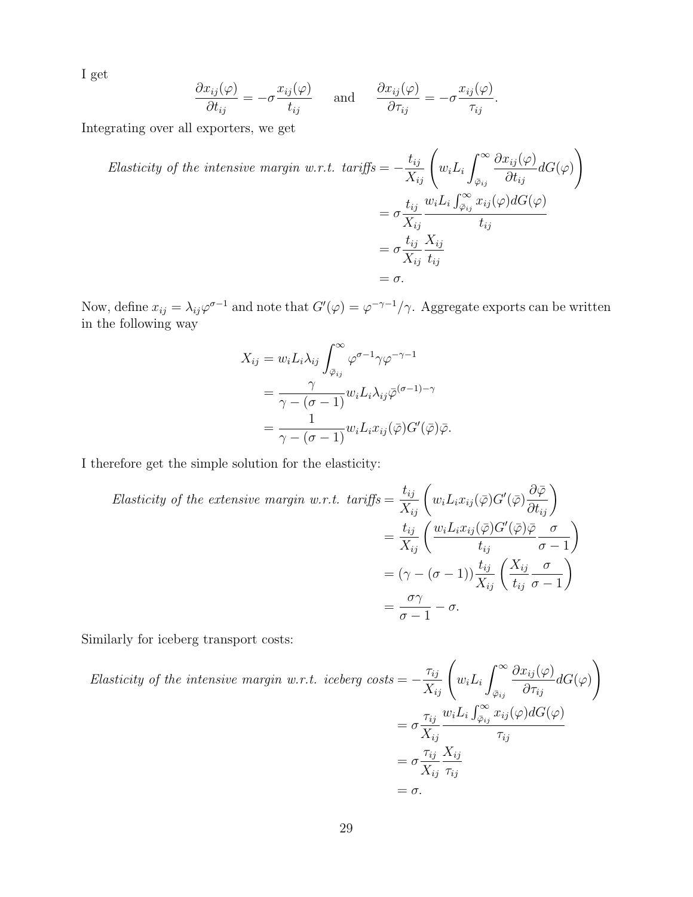I get

$$\frac{\partial x_{ij}(\varphi)}{\partial t_{ij}} = -\sigma \frac{x_{ij}(\varphi)}{t_{ij}} \quad \text{and} \quad \frac{\partial x_{ij}(\varphi)}{\partial \tau_{ij}} = -\sigma \frac{x_{ij}(\varphi)}{\tau_{ij}}.$$

Integrating over all exporters, we get

$$\begin{aligned}
\textit{Elasticity of the intensive margin w.r.t. tariffs} &= -\frac{t_{ij}}{X_{ij}} \left( w_i L_i \int_{\bar{\varphi}_{ij}}^{\infty} \frac{\partial x_{ij}(\varphi)}{\partial t_{ij}} dG(\varphi) \right) \\
&= \sigma \frac{t_{ij}}{X_{ij}} \frac{w_i L_i \int_{\bar{\varphi}_{ij}}^{\infty} x_{ij}(\varphi) dG(\varphi)}{t_{ij}} \\
&= \sigma \frac{t_{ij}}{X_{ij}} \frac{X_{ij}}{t_{ij}} \\
&= \sigma.
\end{aligned}$$

Now, define $x_{ij} = \lambda_{ij} \varphi^{\sigma-1}$ and note that $G'(\varphi) = \varphi^{-\gamma-1}/\gamma$. Aggregate exports can be written in the following way

$$\begin{aligned}
X_{ij} &= w_i L_i \lambda_{ij} \int_{\bar{\varphi}_{ij}}^{\infty} \varphi^{\sigma-1} \gamma \varphi^{-\gamma-1} \\
&= \frac{\gamma}{\gamma - (\sigma - 1)} w_i L_i \lambda_{ij} \bar{\varphi}^{(\sigma-1)-\gamma} \\
&= \frac{1}{\gamma - (\sigma - 1)} w_i L_i x_{ij}(\bar{\varphi}) G'(\bar{\varphi}) \bar{\varphi}.
\end{aligned}$$

I therefore get the simple solution for the elasticity:

$$\begin{aligned}
\textit{Elasticity of the extensive margin w.r.t. tariffs} &= \frac{t_{ij}}{X_{ij}} \left( w_i L_i x_{ij}(\bar{\varphi}) G'(\bar{\varphi}) \frac{\partial \bar{\varphi}}{\partial t_{ij}} \right) \\
&= \frac{t_{ij}}{X_{ij}} \left( \frac{w_i L_i x_{ij}(\bar{\varphi}) G'(\bar{\varphi}) \bar{\varphi}}{t_{ij}} \frac{\sigma}{\sigma - 1} \right) \\
&= (\gamma - (\sigma - 1)) \frac{t_{ij}}{X_{ij}} \left( \frac{X_{ij}}{t_{ij}} \frac{\sigma}{\sigma - 1} \right) \\
&= \frac{\sigma \gamma}{\sigma - 1} - \sigma.
\end{aligned}$$

Similarly for iceberg transport costs:

$$\begin{aligned}
\textit{Elasticity of the intensive margin w.r.t. iceberg costs} &= -\frac{\tau_{ij}}{X_{ij}} \left( w_i L_i \int_{\bar{\varphi}_{ij}}^{\infty} \frac{\partial x_{ij}(\varphi)}{\partial \tau_{ij}} dG(\varphi) \right) \\
&= \sigma \frac{\tau_{ij}}{X_{ij}} \frac{w_i L_i \int_{\bar{\varphi}_{ij}}^{\infty} x_{ij}(\varphi) dG(\varphi)}{\tau_{ij}} \\
&= \sigma \frac{\tau_{ij}}{X_{ij}} \frac{X_{ij}}{\tau_{ij}} \\
&= \sigma.
\end{aligned}$$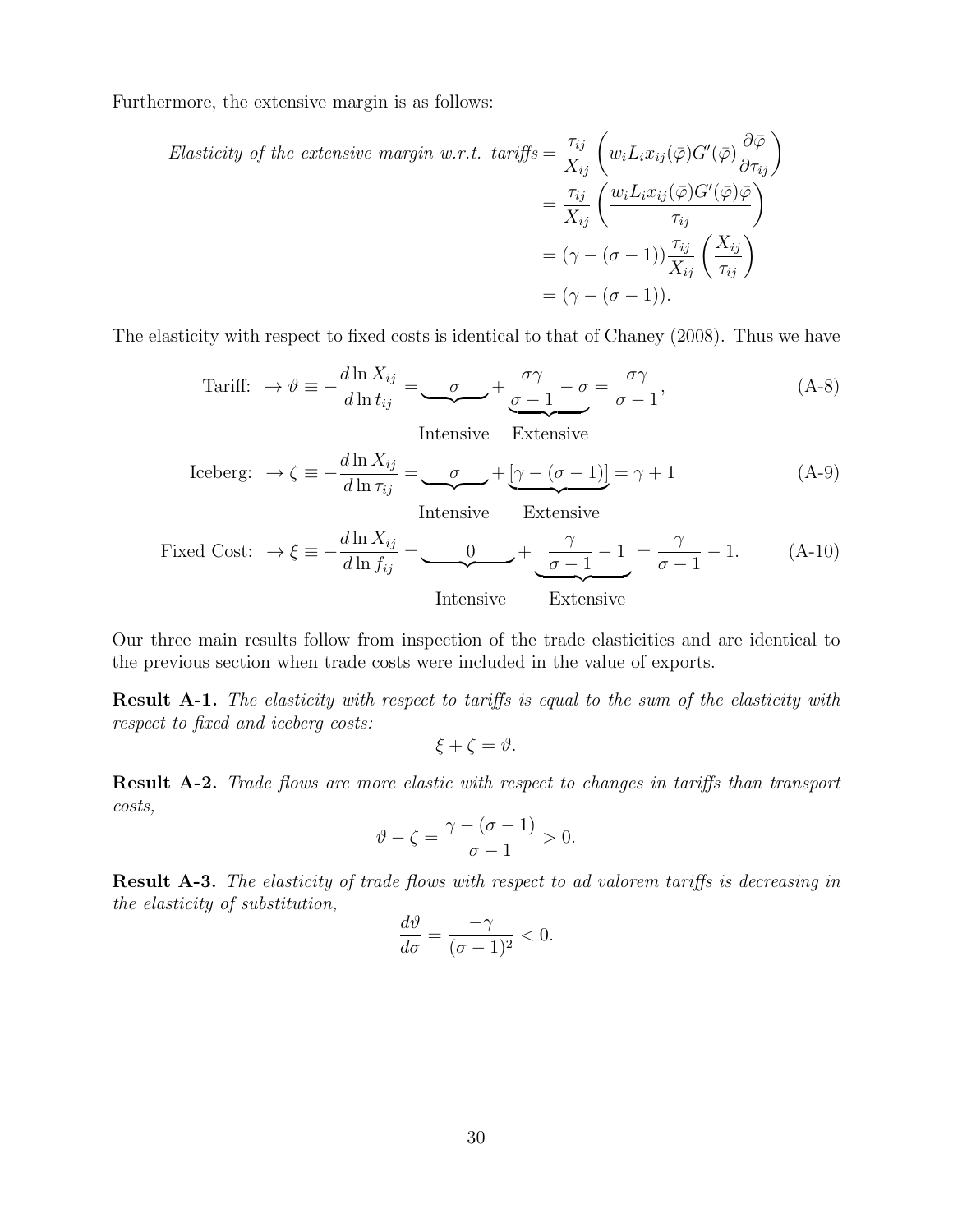Furthermore, the extensive margin is as follows:

$$
\begin{aligned}
\textit{Elasticity of the extensive margin w.r.t. tariffs} &= \frac{\tau_{ij}}{X_{ij}} \left( w_i L_i x_{ij}(\bar{\varphi}) G'(\bar{\varphi}) \frac{\partial \bar{\varphi}}{\partial \tau_{ij}} \right) \\
&= \frac{\tau_{ij}}{X_{ij}} \left( \frac{w_i L_i x_{ij}(\bar{\varphi}) G'(\bar{\varphi}) \bar{\varphi}}{\tau_{ij}} \right) \\
&= (\gamma - (\sigma - 1)) \frac{\tau_{ij}}{X_{ij}} \left( \frac{X_{ij}}{\tau_{ij}} \right) \\
&= (\gamma - (\sigma - 1)).
\end{aligned}
$$

The elasticity with respect to fixed costs is identical to that of Chaney (2008). Thus we have

$$
\text{Tariff:} \ \rightarrow \vartheta \equiv -\frac{d \ln X_{ij}}{d \ln t_{ij}} = \underbrace{\sigma}_{\text{Intensive}} + \underbrace{\frac{\sigma \gamma}{\sigma - 1} - \sigma}_{\text{Extensive}} = \frac{\sigma \gamma}{\sigma - 1}, \tag{A-8}
$$

$$
\text{Iceberg:} \ \rightarrow \zeta \equiv -\frac{d \ln X_{ij}}{d \ln \tau_{ij}} = \underbrace{\sigma}_{\text{Intensive}} + \underbrace{[\gamma - (\sigma - 1)]}_{\text{Extensive}} = \gamma + 1 \tag{A-9}
$$

$$
\text{Fixed Cost:} \ \rightarrow \xi \equiv -\frac{d \ln X_{ij}}{d \ln f_{ij}} = \underbrace{0}_{\text{Intensive}} + \underbrace{\frac{\gamma}{\sigma - 1} - 1}_{\text{Extensive}} = \frac{\gamma}{\sigma - 1} - 1. \tag{A-10}
$$

Our three main results follow from inspection of the trade elasticities and are identical to the previous section when trade costs were included in the value of exports.

**Result A-1.** *The elasticity with respect to tariffs is equal to the sum of the elasticity with respect to fixed and iceberg costs:*

$$
\xi + \zeta = \vartheta.
$$

**Result A-2.** *Trade flows are more elastic with respect to changes in tariffs than transport costs,*

$$
\vartheta - \zeta = \frac{\gamma - (\sigma - 1)}{\sigma - 1} > 0.
$$

**Result A-3.** *The elasticity of trade flows with respect to ad valorem tariffs is decreasing in the elasticity of substitution,*

$$
\frac{d\vartheta}{d\sigma} = \frac{-\gamma}{(\sigma - 1)^2} < 0.
$$